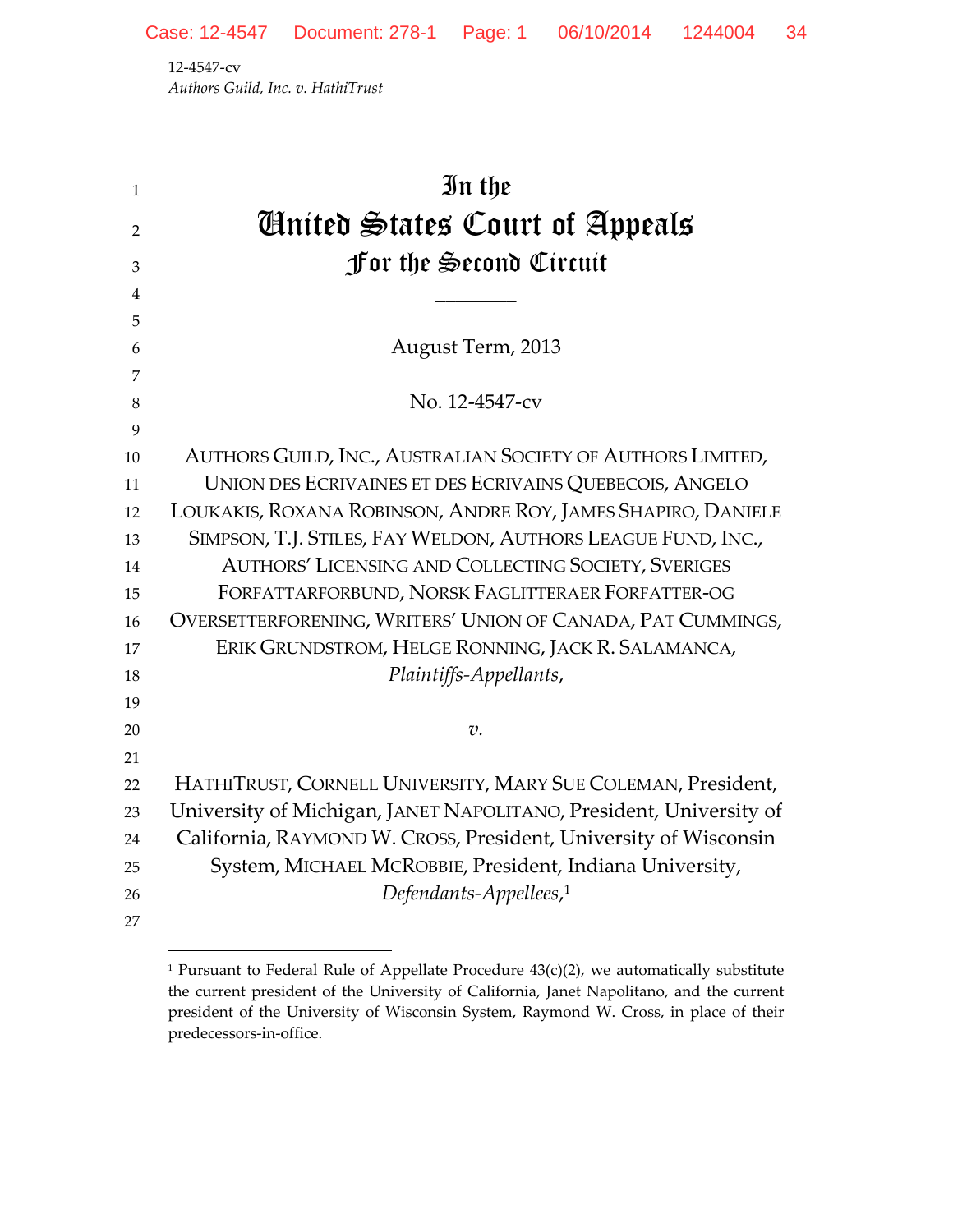12-4547-cv
*Authors Guild, Inc. v. HathiTrust*

# In the
# United States Court of Appeals
## For the Second Circuit

\_\_\_\_\_\_\_\_

August Term, 2013

No. 12-4547-cv

AUTHORS GUILD, INC., AUSTRALIAN SOCIETY OF AUTHORS LIMITED, UNION DES ECRIVAINES ET DES ECRIVAINS QUEBECOIS, ANGELO LOUKAKIS, ROXANA ROBINSON, ANDRE ROY, JAMES SHAPIRO, DANIELE SIMPSON, T.J. STILES, FAY WELDON, AUTHORS LEAGUE FUND, INC., AUTHORS' LICENSING AND COLLECTING SOCIETY, SVERIGES FORFATTARFORBUND, NORSK FAGLITTERAER FORFATTER-OG OVERSETTERFORENING, WRITERS' UNION OF CANADA, PAT CUMMINGS, ERIK GRUNDSTROM, HELGE RONNING, JACK R. SALAMANCA,
*Plaintiffs-Appellants*,

*v.*

HATHITRUST, CORNELL UNIVERSITY, MARY SUE COLEMAN, President, University of Michigan, JANET NAPOLITANO, President, University of California, RAYMOND W. CROSS, President, University of Wisconsin System, MICHAEL MCROBBIE, President, Indiana University,
*Defendants-Appellees*,[1]

[1] Pursuant to Federal Rule of Appellate Procedure 43(c)(2), we automatically substitute the current president of the University of California, Janet Napolitano, and the current president of the University of Wisconsin System, Raymond W. Cross, in place of their predecessors-in-office.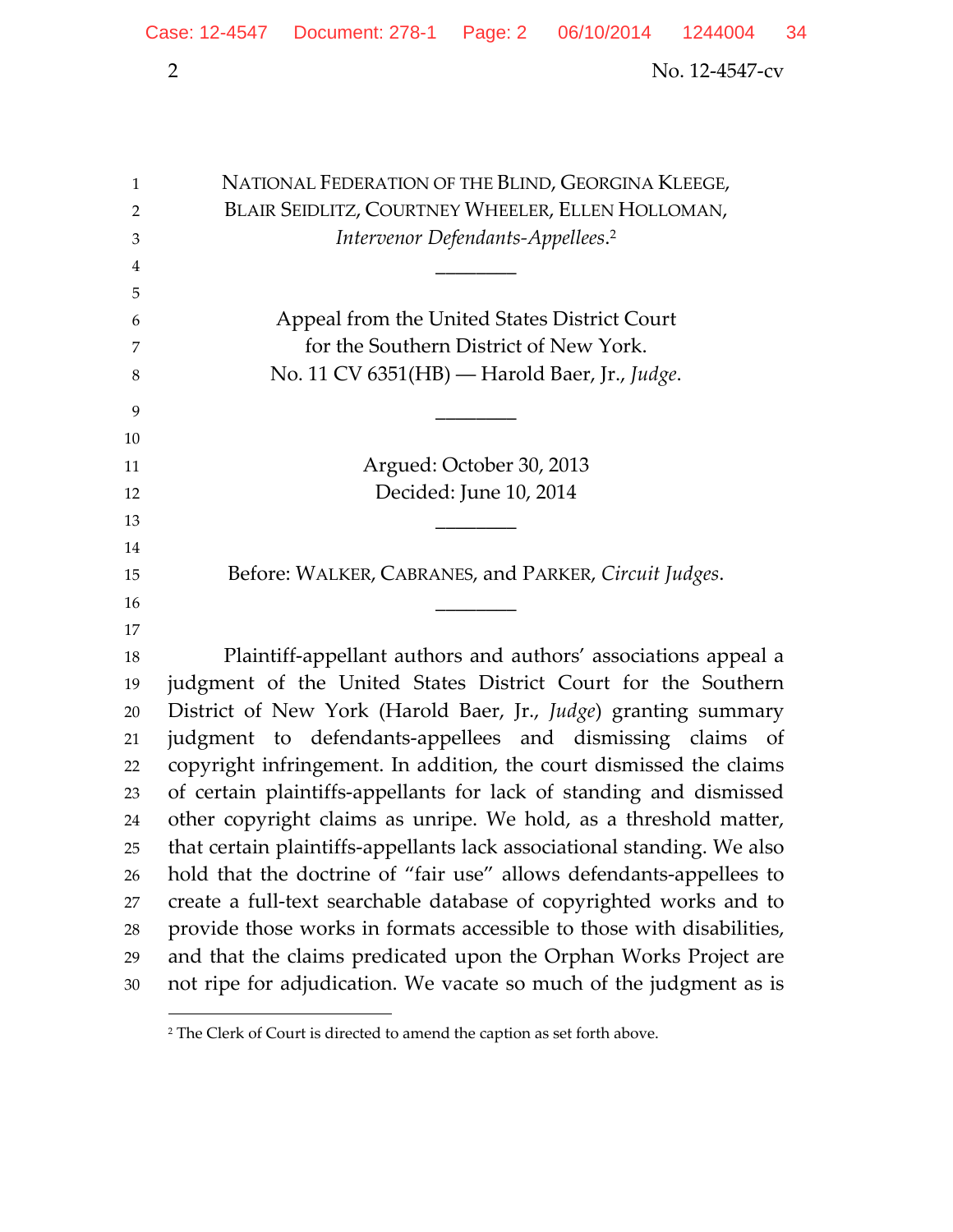NATIONAL FEDERATION OF THE BLIND, GEORGINA KLEEGE, BLAIR SEIDLITZ, COURTNEY WHEELER, ELLEN HOLLOMAN, *Intervenor Defendants-Appellees*.[2]

________

Appeal from the United States District Court for the Southern District of New York.
No. 11 CV 6351(HB) — Harold Baer, Jr., *Judge*.

________

Argued: October 30, 2013
Decided: June 10, 2014

________

Before: WALKER, CABRANES, and PARKER, *Circuit Judges*.

________

Plaintiff-appellant authors and authors' associations appeal a judgment of the United States District Court for the Southern District of New York (Harold Baer, Jr., *Judge*) granting summary judgment to defendants-appellees and dismissing claims of copyright infringement. In addition, the court dismissed the claims of certain plaintiffs-appellants for lack of standing and dismissed other copyright claims as unripe. We hold, as a threshold matter, that certain plaintiffs-appellants lack associational standing. We also hold that the doctrine of "fair use" allows defendants-appellees to create a full-text searchable database of copyrighted works and to provide those works in formats accessible to those with disabilities, and that the claims predicated upon the Orphan Works Project are not ripe for adjudication. We vacate so much of the judgment as is

[2] The Clerk of Court is directed to amend the caption as set forth above.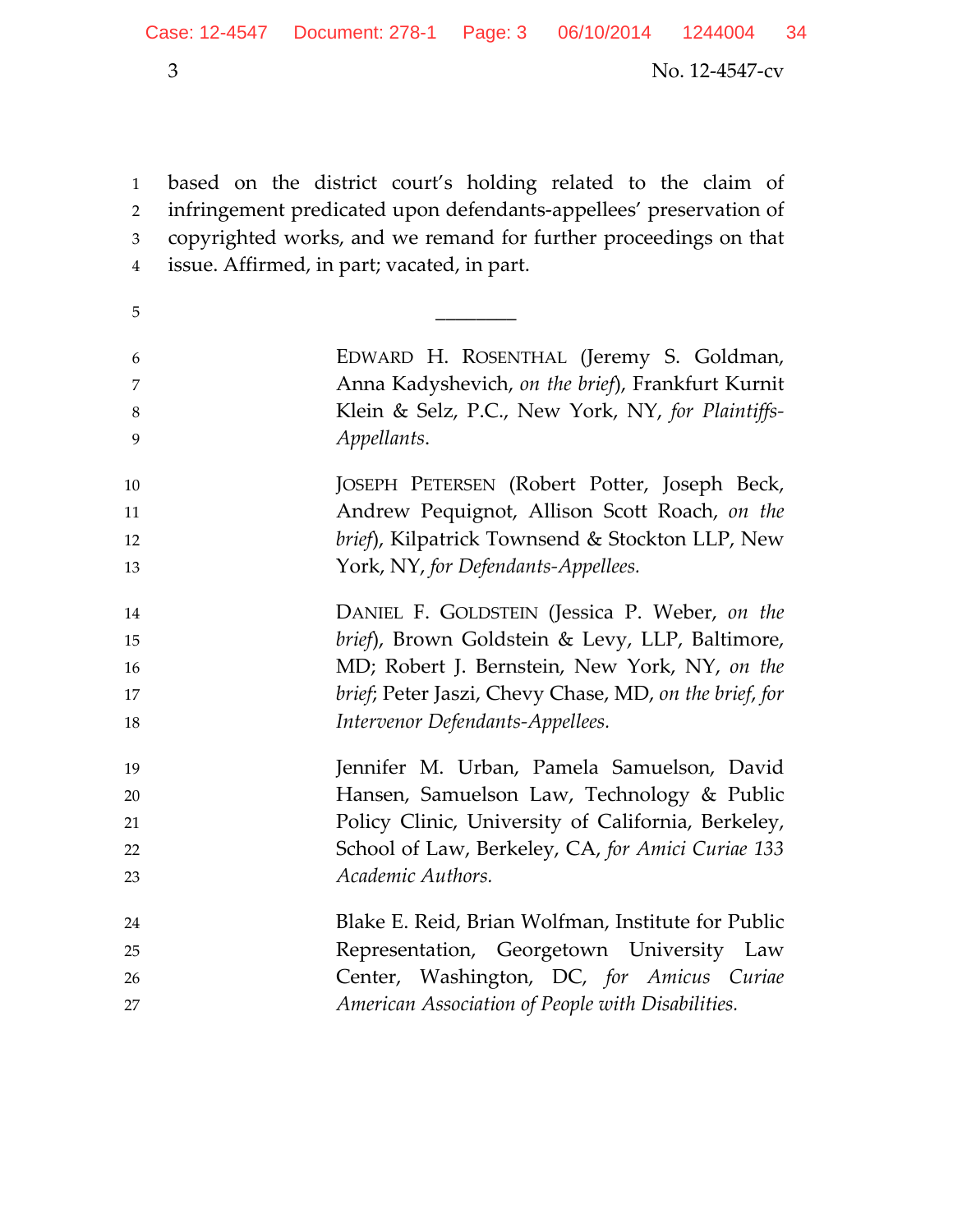based on the district court's holding related to the claim of infringement predicated upon defendants-appellees' preservation of copyrighted works, and we remand for further proceedings on that issue. Affirmed, in part; vacated, in part.

________

EDWARD H. ROSENTHAL (Jeremy S. Goldman, Anna Kadyshevich, *on the brief*), Frankfurt Kurnit Klein & Selz, P.C., New York, NY, *for Plaintiffs-Appellants*.

JOSEPH PETERSEN (Robert Potter, Joseph Beck, Andrew Pequignot, Allison Scott Roach, *on the brief*), Kilpatrick Townsend & Stockton LLP, New York, NY, *for Defendants-Appellees.*

DANIEL F. GOLDSTEIN (Jessica P. Weber, *on the brief*), Brown Goldstein & Levy, LLP, Baltimore, MD; Robert J. Bernstein, New York, NY, *on the brief*; Peter Jaszi, Chevy Chase, MD, *on the brief*, *for Intervenor Defendants-Appellees.*

Jennifer M. Urban, Pamela Samuelson, David Hansen, Samuelson Law, Technology & Public Policy Clinic, University of California, Berkeley, School of Law, Berkeley, CA, *for Amici Curiae 133 Academic Authors.*

Blake E. Reid, Brian Wolfman, Institute for Public Representation, Georgetown University Law Center, Washington, DC, *for Amicus Curiae American Association of People with Disabilities.*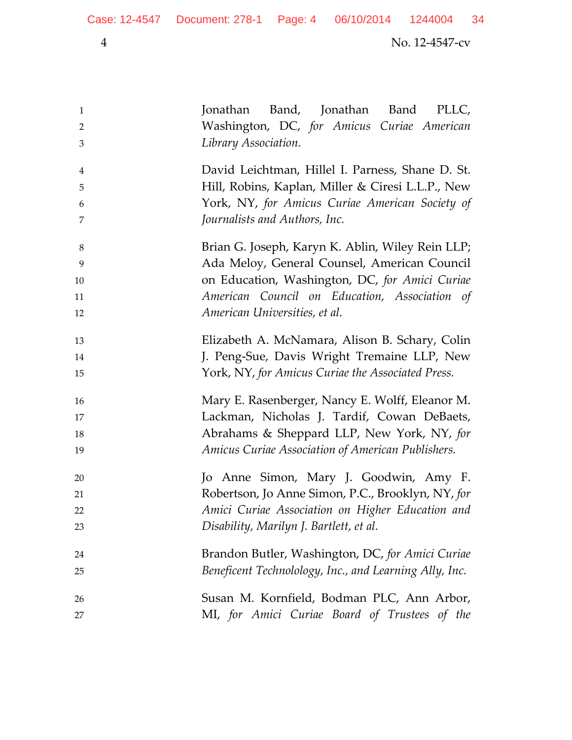Jonathan Band, Jonathan Band PLLC, Washington, DC, *for Amicus Curiae American Library Association.*

David Leichtman, Hillel I. Parness, Shane D. St. Hill, Robins, Kaplan, Miller & Ciresi L.L.P., New York, NY, *for Amicus Curiae American Society of Journalists and Authors, Inc.*

Brian G. Joseph, Karyn K. Ablin, Wiley Rein LLP; Ada Meloy, General Counsel, American Council on Education, Washington, DC, *for Amici Curiae American Council on Education, Association of American Universities, et al.*

Elizabeth A. McNamara, Alison B. Schary, Colin J. Peng-Sue, Davis Wright Tremaine LLP, New York, NY, *for Amicus Curiae the Associated Press.*

Mary E. Rasenberger, Nancy E. Wolff, Eleanor M. Lackman, Nicholas J. Tardif, Cowan DeBaets, Abrahams & Sheppard LLP, New York, NY, *for Amicus Curiae Association of American Publishers.*

Jo Anne Simon, Mary J. Goodwin, Amy F. Robertson, Jo Anne Simon, P.C., Brooklyn, NY, *for Amici Curiae Association on Higher Education and Disability, Marilyn J. Bartlett, et al.*

Brandon Butler, Washington, DC, *for Amici Curiae Beneficent Technolology, Inc., and Learning Ally, Inc.*

Susan M. Kornfield, Bodman PLC, Ann Arbor, MI, *for Amici Curiae Board of Trustees of the*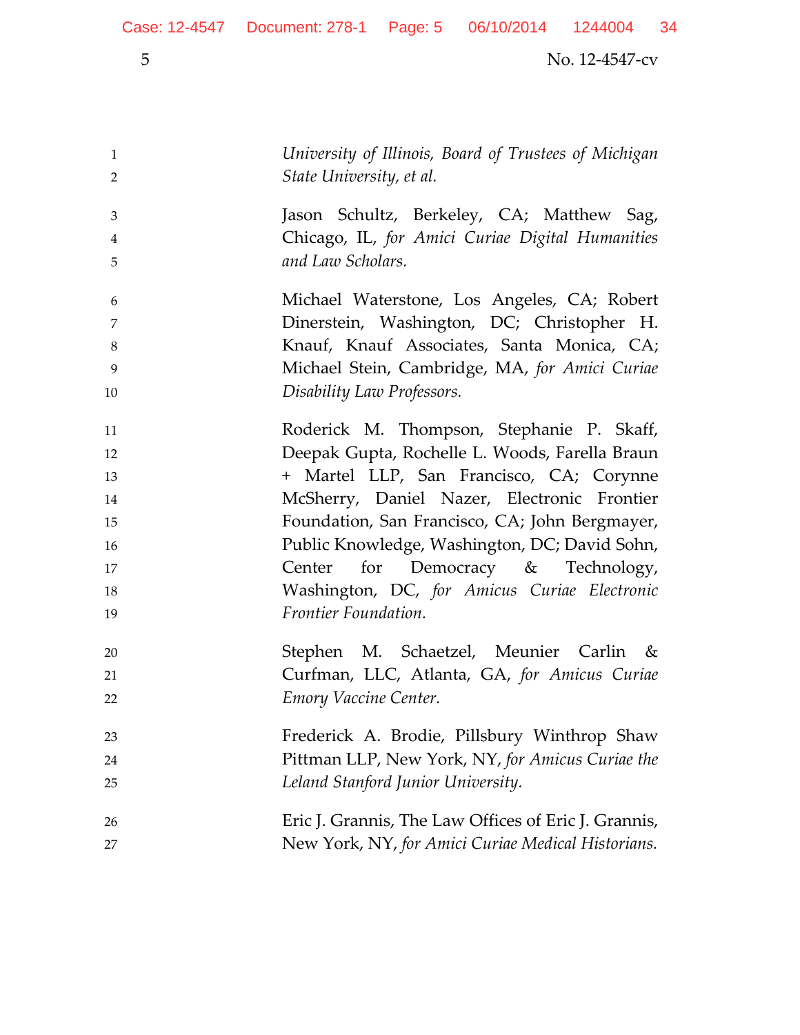*University of Illinois, Board of Trustees of Michigan State University, et al.*

Jason Schultz, Berkeley, CA; Matthew Sag, Chicago, IL, *for Amici Curiae Digital Humanities and Law Scholars.*

Michael Waterstone, Los Angeles, CA; Robert Dinerstein, Washington, DC; Christopher H. Knauf, Knauf Associates, Santa Monica, CA; Michael Stein, Cambridge, MA, *for Amici Curiae Disability Law Professors.*

Roderick M. Thompson, Stephanie P. Skaff, Deepak Gupta, Rochelle L. Woods, Farella Braun + Martel LLP, San Francisco, CA; Corynne McSherry, Daniel Nazer, Electronic Frontier Foundation, San Francisco, CA; John Bergmayer, Public Knowledge, Washington, DC; David Sohn, Center for Democracy & Technology, Washington, DC, *for Amicus Curiae Electronic Frontier Foundation.*

Stephen M. Schaetzel, Meunier Carlin & Curfman, LLC, Atlanta, GA, *for Amicus Curiae Emory Vaccine Center.*

Frederick A. Brodie, Pillsbury Winthrop Shaw Pittman LLP, New York, NY, *for Amicus Curiae the Leland Stanford Junior University.*

Eric J. Grannis, The Law Offices of Eric J. Grannis, New York, NY, *for Amici Curiae Medical Historians.*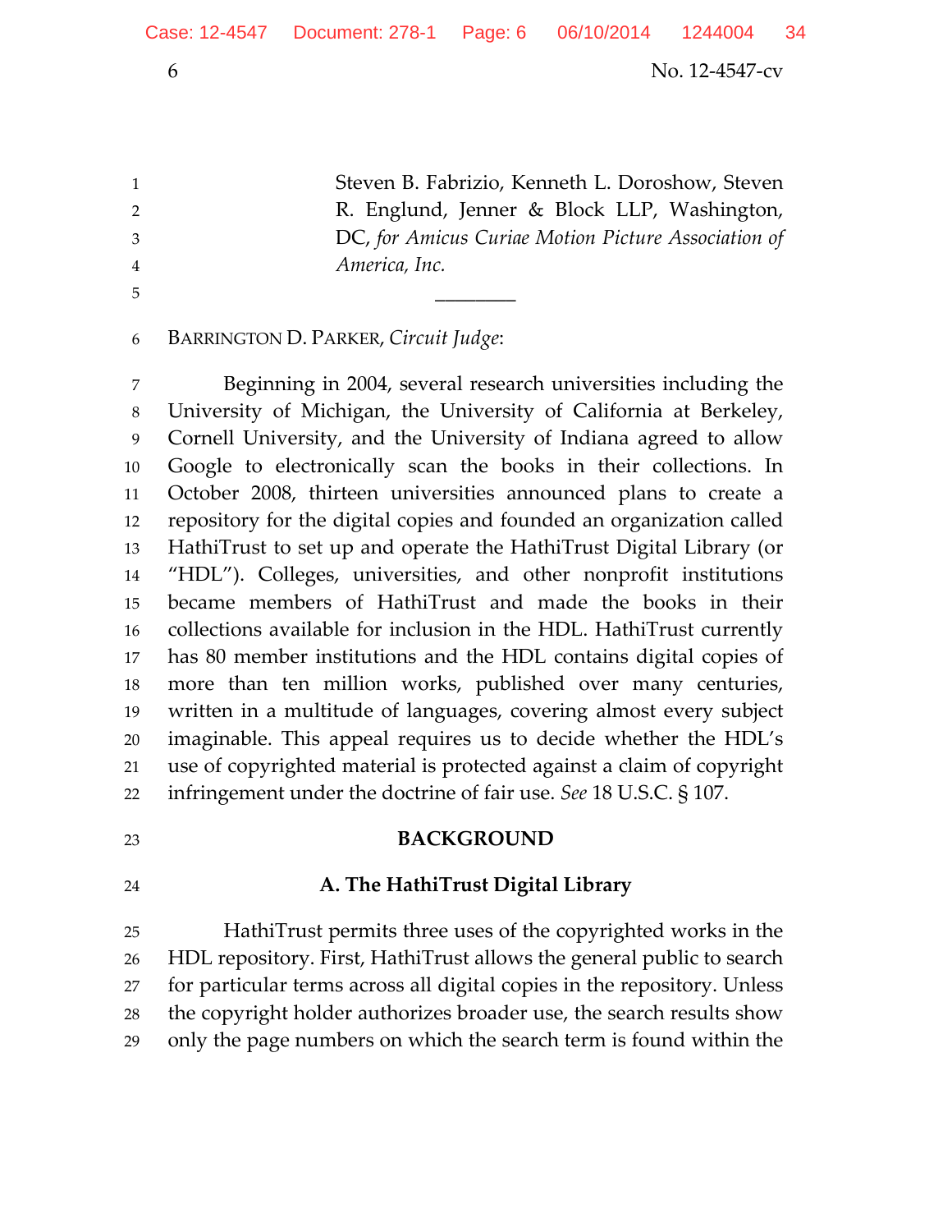Steven B. Fabrizio, Kenneth L. Doroshow, Steven R. Englund, Jenner & Block LLP, Washington, DC, *for Amicus Curiae Motion Picture Association of America, Inc.*

________

BARRINGTON D. PARKER, *Circuit Judge*:

Beginning in 2004, several research universities including the University of Michigan, the University of California at Berkeley, Cornell University, and the University of Indiana agreed to allow Google to electronically scan the books in their collections. In October 2008, thirteen universities announced plans to create a repository for the digital copies and founded an organization called HathiTrust to set up and operate the HathiTrust Digital Library (or "HDL"). Colleges, universities, and other nonprofit institutions became members of HathiTrust and made the books in their collections available for inclusion in the HDL. HathiTrust currently has 80 member institutions and the HDL contains digital copies of more than ten million works, published over many centuries, written in a multitude of languages, covering almost every subject imaginable. This appeal requires us to decide whether the HDL's use of copyrighted material is protected against a claim of copyright infringement under the doctrine of fair use. *See* 18 U.S.C. § 107.

## BACKGROUND

### A. The HathiTrust Digital Library

HathiTrust permits three uses of the copyrighted works in the HDL repository. First, HathiTrust allows the general public to search for particular terms across all digital copies in the repository. Unless the copyright holder authorizes broader use, the search results show only the page numbers on which the search term is found within the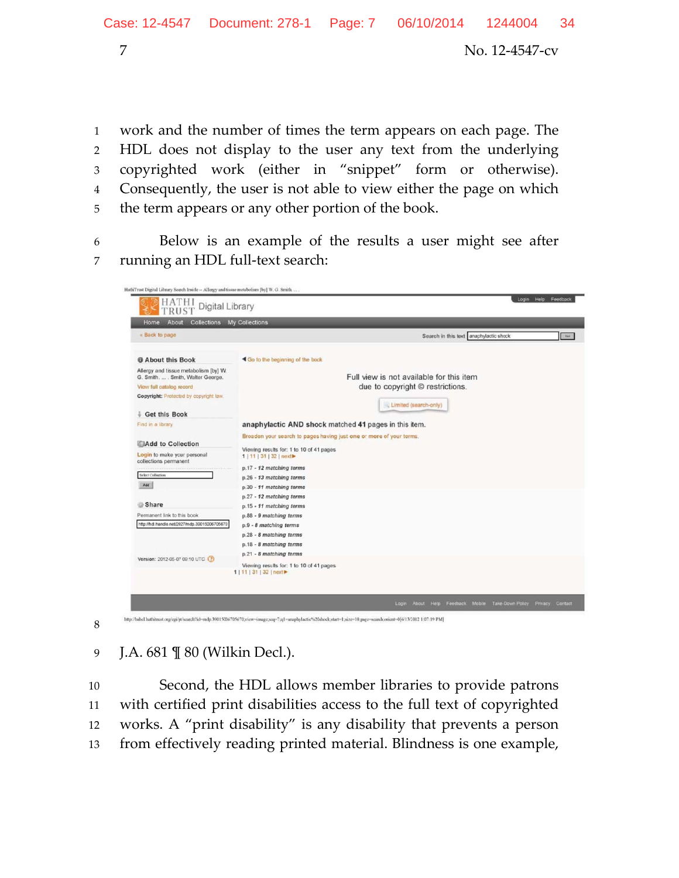work and the number of times the term appears on each page. The HDL does not display to the user any text from the underlying copyrighted work (either in "snippet" form or otherwise). Consequently, the user is not able to view either the page on which the term appears or any other portion of the book.

Below is an example of the results a user might see after running an HDL full-text search:

J.A. 681 ¶ 80 (Wilkin Decl.).

Second, the HDL allows member libraries to provide patrons with certified print disabilities access to the full text of copyrighted works. A "print disability" is any disability that prevents a person from effectively reading printed material. Blindness is one example,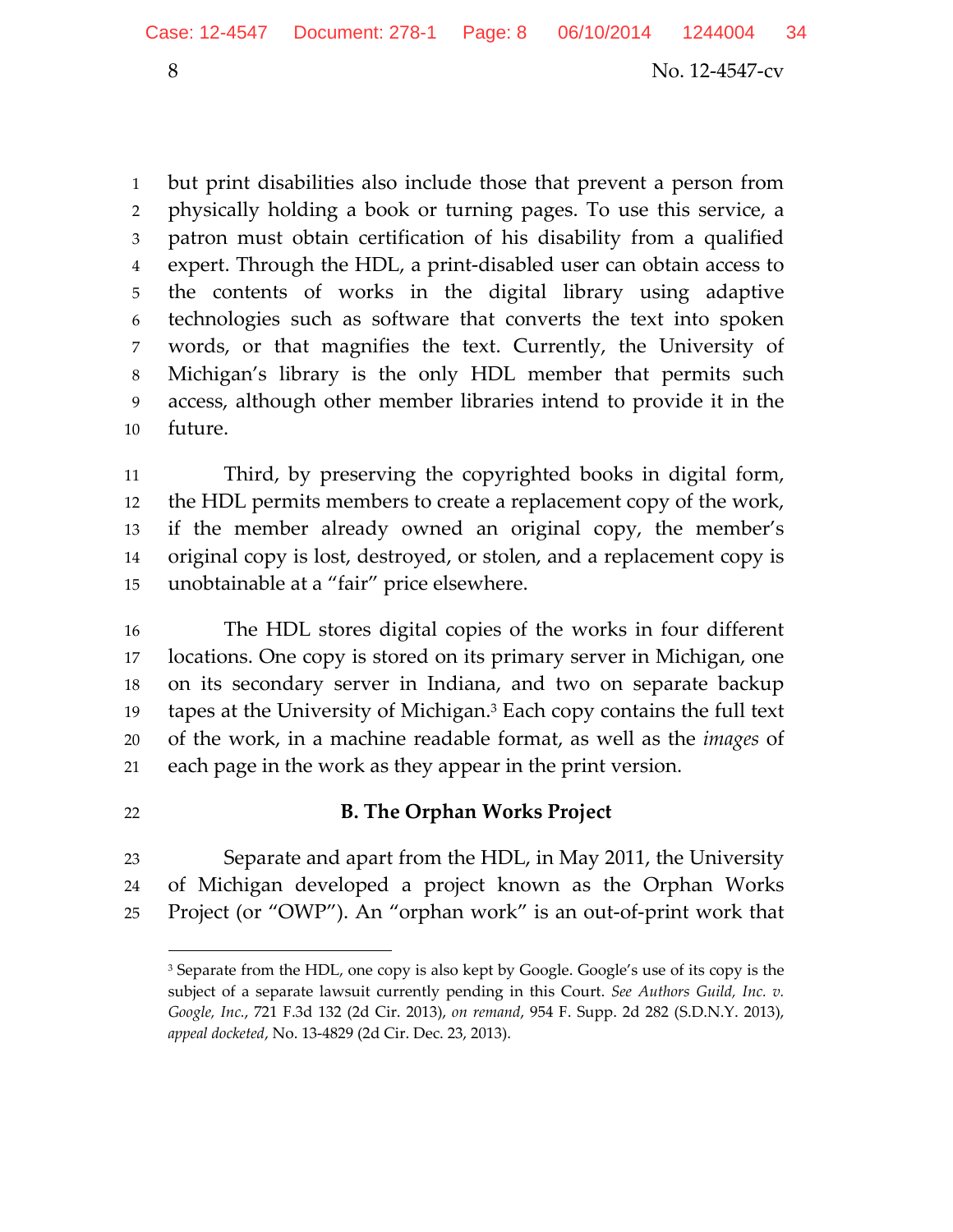but print disabilities also include those that prevent a person from physically holding a book or turning pages. To use this service, a patron must obtain certification of his disability from a qualified expert. Through the HDL, a print-disabled user can obtain access to the contents of works in the digital library using adaptive technologies such as software that converts the text into spoken words, or that magnifies the text. Currently, the University of Michigan's library is the only HDL member that permits such access, although other member libraries intend to provide it in the future.

Third, by preserving the copyrighted books in digital form, the HDL permits members to create a replacement copy of the work, if the member already owned an original copy, the member's original copy is lost, destroyed, or stolen, and a replacement copy is unobtainable at a "fair" price elsewhere.

The HDL stores digital copies of the works in four different locations. One copy is stored on its primary server in Michigan, one on its secondary server in Indiana, and two on separate backup tapes at the University of Michigan.[3] Each copy contains the full text of the work, in a machine readable format, as well as the *images* of each page in the work as they appear in the print version.

**B. The Orphan Works Project**

Separate and apart from the HDL, in May 2011, the University of Michigan developed a project known as the Orphan Works Project (or "OWP"). An "orphan work" is an out-of-print work that

[3] Separate from the HDL, one copy is also kept by Google. Google's use of its copy is the subject of a separate lawsuit currently pending in this Court. *See Authors Guild, Inc. v. Google, Inc.*, 721 F.3d 132 (2d Cir. 2013), *on remand*, 954 F. Supp. 2d 282 (S.D.N.Y. 2013), *appeal docketed*, No. 13-4829 (2d Cir. Dec. 23, 2013).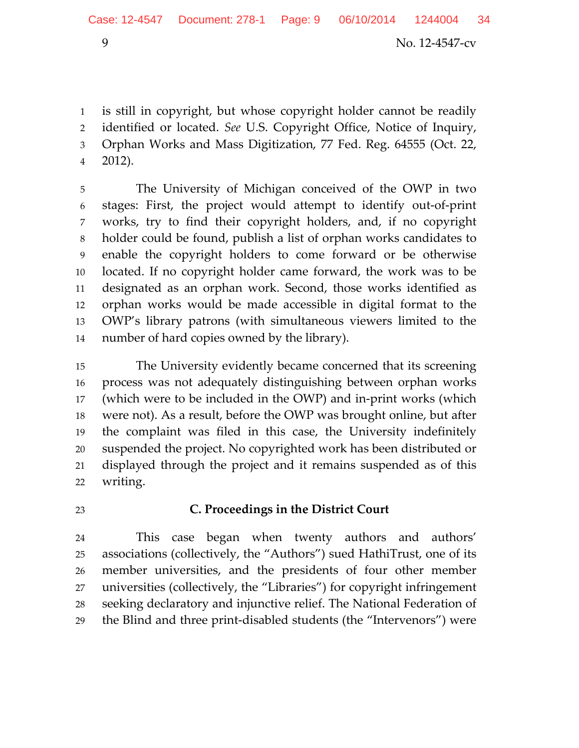is still in copyright, but whose copyright holder cannot be readily identified or located. *See* U.S. Copyright Office, Notice of Inquiry, Orphan Works and Mass Digitization, 77 Fed. Reg. 64555 (Oct. 22, 2012).

The University of Michigan conceived of the OWP in two stages: First, the project would attempt to identify out-of-print works, try to find their copyright holders, and, if no copyright holder could be found, publish a list of orphan works candidates to enable the copyright holders to come forward or be otherwise located. If no copyright holder came forward, the work was to be designated as an orphan work. Second, those works identified as orphan works would be made accessible in digital format to the OWP's library patrons (with simultaneous viewers limited to the number of hard copies owned by the library).

The University evidently became concerned that its screening process was not adequately distinguishing between orphan works (which were to be included in the OWP) and in-print works (which were not). As a result, before the OWP was brought online, but after the complaint was filed in this case, the University indefinitely suspended the project. No copyrighted work has been distributed or displayed through the project and it remains suspended as of this writing.

### C. Proceedings in the District Court

This case began when twenty authors and authors' associations (collectively, the "Authors") sued HathiTrust, one of its member universities, and the presidents of four other member universities (collectively, the "Libraries") for copyright infringement seeking declaratory and injunctive relief. The National Federation of the Blind and three print-disabled students (the "Intervenors") were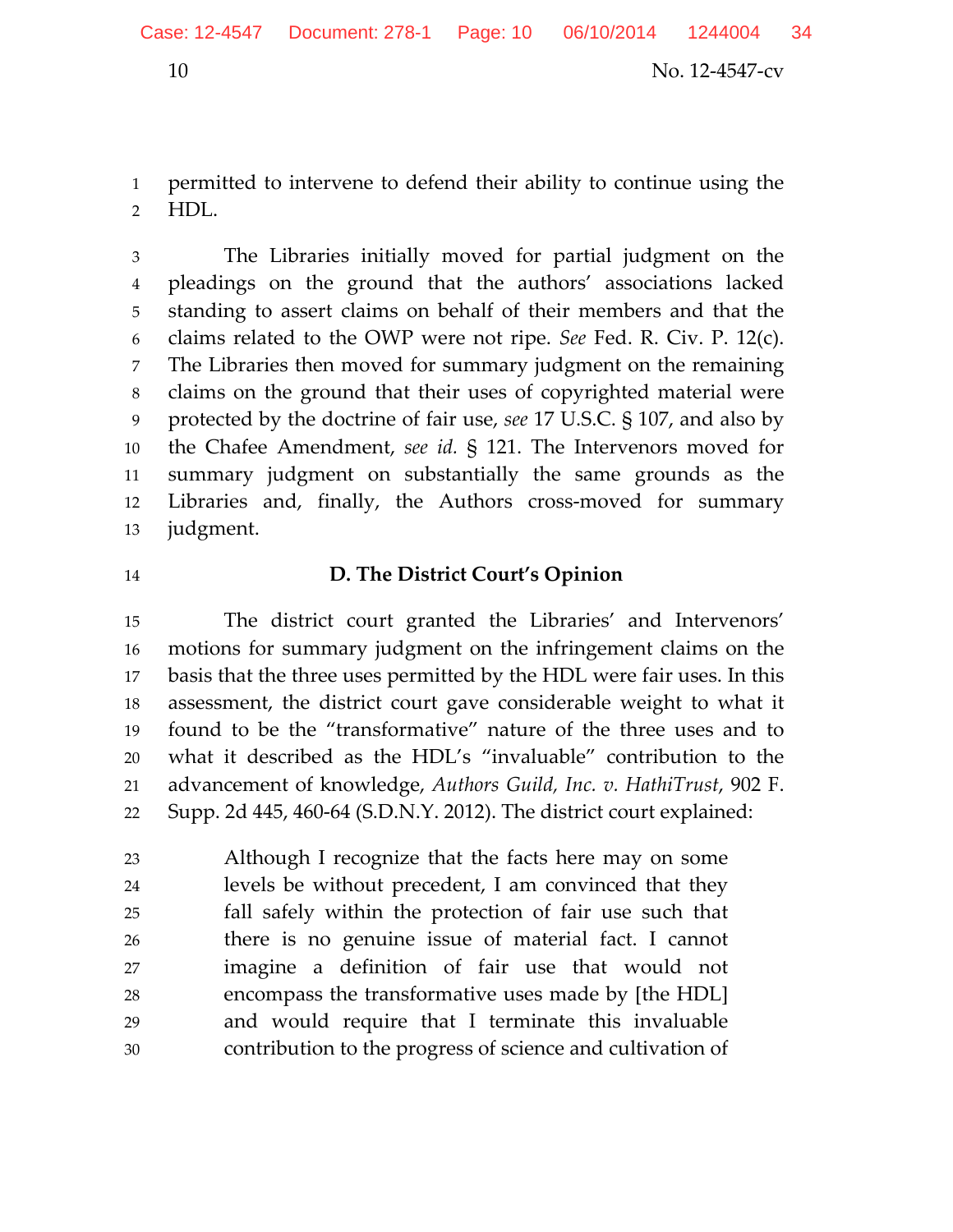permitted to intervene to defend their ability to continue using the HDL.

The Libraries initially moved for partial judgment on the pleadings on the ground that the authors' associations lacked standing to assert claims on behalf of their members and that the claims related to the OWP were not ripe. *See* Fed. R. Civ. P. 12(c). The Libraries then moved for summary judgment on the remaining claims on the ground that their uses of copyrighted material were protected by the doctrine of fair use, *see* 17 U.S.C. § 107, and also by the Chafee Amendment, *see id.* § 121. The Intervenors moved for summary judgment on substantially the same grounds as the Libraries and, finally, the Authors cross-moved for summary judgment.

### D. The District Court's Opinion

The district court granted the Libraries' and Intervenors' motions for summary judgment on the infringement claims on the basis that the three uses permitted by the HDL were fair uses. In this assessment, the district court gave considerable weight to what it found to be the "transformative" nature of the three uses and to what it described as the HDL's "invaluable" contribution to the advancement of knowledge, *Authors Guild, Inc. v. HathiTrust*, 902 F. Supp. 2d 445, 460-64 (S.D.N.Y. 2012). The district court explained:

> Although I recognize that the facts here may on some levels be without precedent, I am convinced that they fall safely within the protection of fair use such that there is no genuine issue of material fact. I cannot imagine a definition of fair use that would not encompass the transformative uses made by [the HDL] and would require that I terminate this invaluable contribution to the progress of science and cultivation of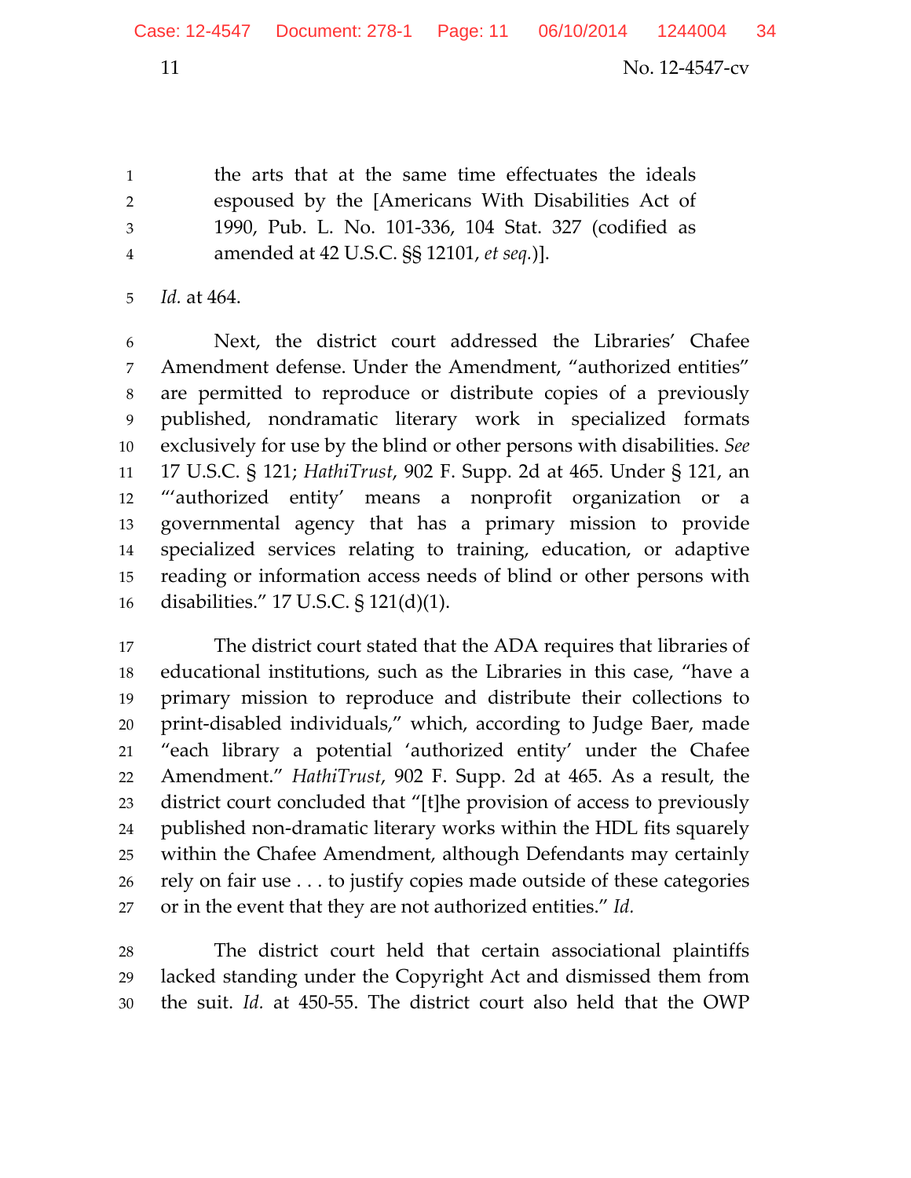> the arts that at the same time effectuates the ideals espoused by the [Americans With Disabilities Act of 1990, Pub. L. No. 101-336, 104 Stat. 327 (codified as amended at 42 U.S.C. §§ 12101, *et seq.*)].

*Id.* at 464.

Next, the district court addressed the Libraries' Chafee Amendment defense. Under the Amendment, "authorized entities" are permitted to reproduce or distribute copies of a previously published, nondramatic literary work in specialized formats exclusively for use by the blind or other persons with disabilities. *See* 17 U.S.C. § 121; *HathiTrust*, 902 F. Supp. 2d at 465. Under § 121, an "'authorized entity' means a nonprofit organization or a governmental agency that has a primary mission to provide specialized services relating to training, education, or adaptive reading or information access needs of blind or other persons with disabilities." 17 U.S.C. § 121(d)(1).

The district court stated that the ADA requires that libraries of educational institutions, such as the Libraries in this case, "have a primary mission to reproduce and distribute their collections to print-disabled individuals," which, according to Judge Baer, made "each library a potential 'authorized entity' under the Chafee Amendment." *HathiTrust*, 902 F. Supp. 2d at 465. As a result, the district court concluded that "[t]he provision of access to previously published non-dramatic literary works within the HDL fits squarely within the Chafee Amendment, although Defendants may certainly rely on fair use . . . to justify copies made outside of these categories or in the event that they are not authorized entities." *Id.*

The district court held that certain associational plaintiffs lacked standing under the Copyright Act and dismissed them from the suit. *Id.* at 450-55. The district court also held that the OWP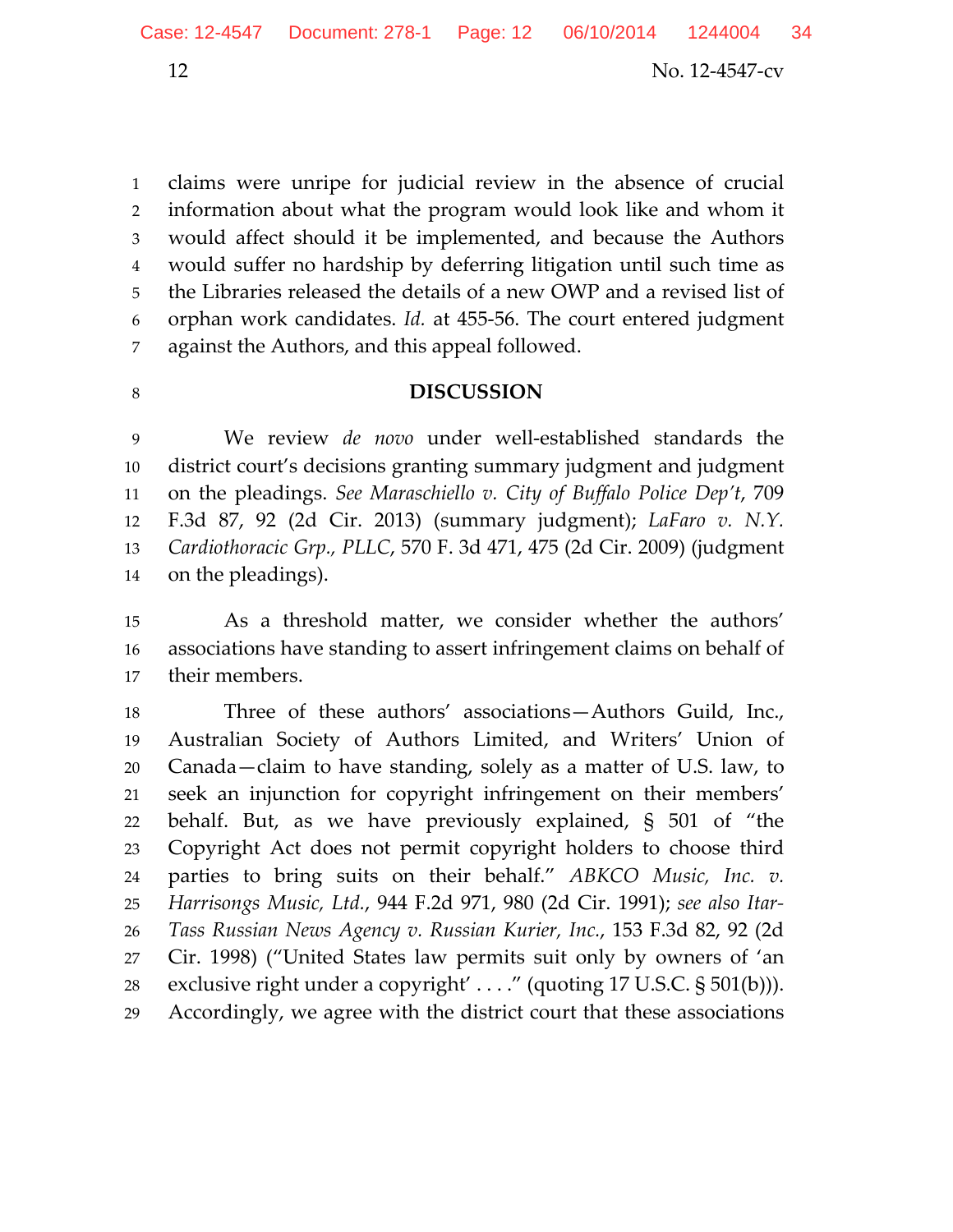claims were unripe for judicial review in the absence of crucial information about what the program would look like and whom it would affect should it be implemented, and because the Authors would suffer no hardship by deferring litigation until such time as the Libraries released the details of a new OWP and a revised list of orphan work candidates. *Id.* at 455-56. The court entered judgment against the Authors, and this appeal followed.

## DISCUSSION

We review *de novo* under well-established standards the district court's decisions granting summary judgment and judgment on the pleadings. *See Maraschiello v. City of Buffalo Police Dep't*, 709 F.3d 87, 92 (2d Cir. 2013) (summary judgment); *LaFaro v. N.Y. Cardiothoracic Grp., PLLC*, 570 F. 3d 471, 475 (2d Cir. 2009) (judgment on the pleadings).

As a threshold matter, we consider whether the authors' associations have standing to assert infringement claims on behalf of their members.

Three of these authors' associations—Authors Guild, Inc., Australian Society of Authors Limited, and Writers' Union of Canada—claim to have standing, solely as a matter of U.S. law, to seek an injunction for copyright infringement on their members' behalf. But, as we have previously explained, § 501 of "the Copyright Act does not permit copyright holders to choose third parties to bring suits on their behalf." *ABKCO Music, Inc. v. Harrisongs Music, Ltd.*, 944 F.2d 971, 980 (2d Cir. 1991); *see also Itar-Tass Russian News Agency v. Russian Kurier, Inc.*, 153 F.3d 82, 92 (2d Cir. 1998) ("United States law permits suit only by owners of 'an exclusive right under a copyright' . . . ." (quoting 17 U.S.C. § 501(b))). Accordingly, we agree with the district court that these associations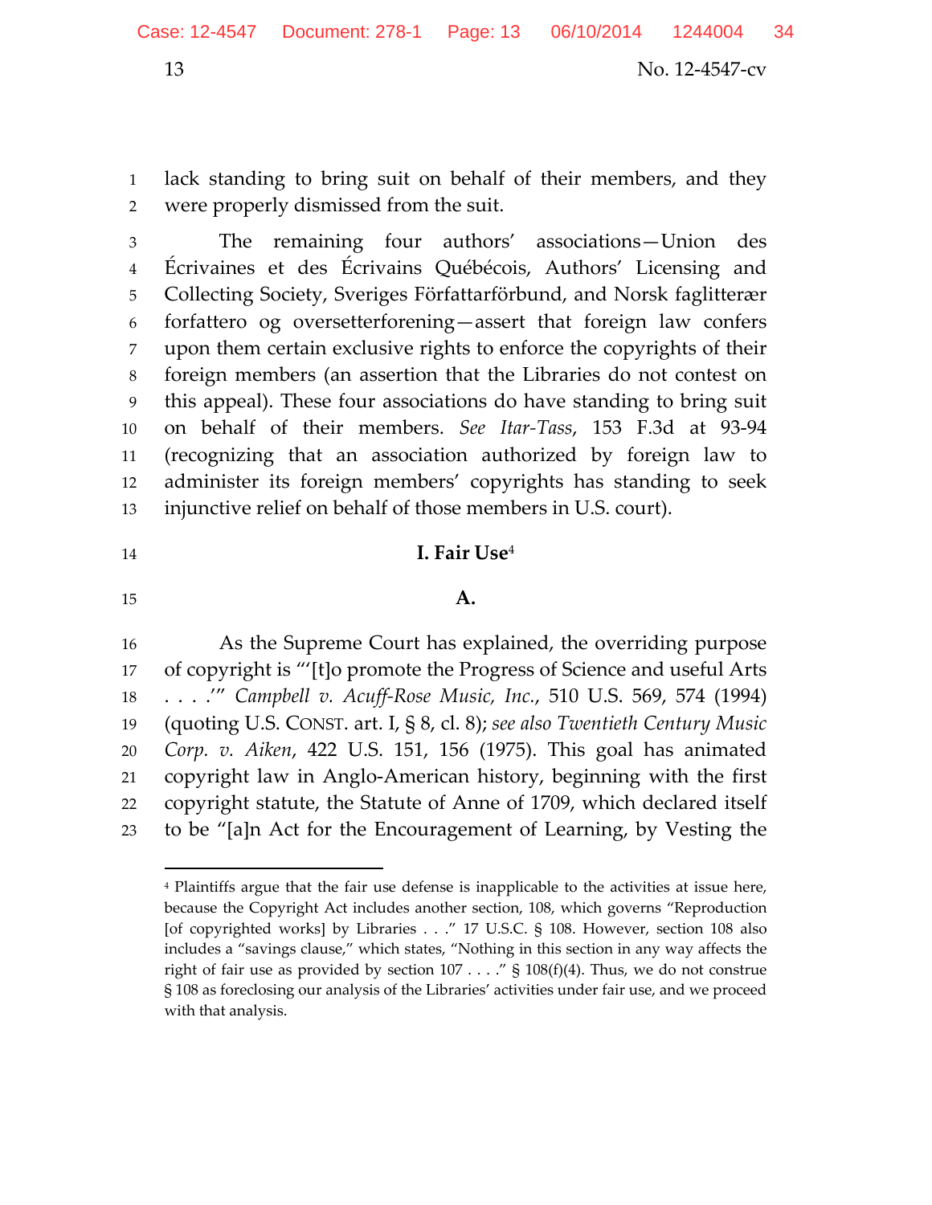lack standing to bring suit on behalf of their members, and they were properly dismissed from the suit.

The remaining four authors' associations—Union des Écrivaines et des Écrivains Québécois, Authors' Licensing and Collecting Society, Sveriges Författarförbund, and Norsk faglitterær forfattero og oversetterforening—assert that foreign law confers upon them certain exclusive rights to enforce the copyrights of their foreign members (an assertion that the Libraries do not contest on this appeal). These four associations do have standing to bring suit on behalf of their members. *See Itar-Tass*, 153 F.3d at 93-94 (recognizing that an association authorized by foreign law to administer its foreign members' copyrights has standing to seek injunctive relief on behalf of those members in U.S. court).

## I. Fair Use[4]

### A.

As the Supreme Court has explained, the overriding purpose of copyright is "'[t]o promote the Progress of Science and useful Arts . . . .'" *Campbell v. Acuff-Rose Music, Inc.*, 510 U.S. 569, 574 (1994) (quoting U.S. CONST. art. I, § 8, cl. 8); *see also Twentieth Century Music Corp. v. Aiken*, 422 U.S. 151, 156 (1975). This goal has animated copyright law in Anglo-American history, beginning with the first copyright statute, the Statute of Anne of 1709, which declared itself to be "[a]n Act for the Encouragement of Learning, by Vesting the

---

[4] Plaintiffs argue that the fair use defense is inapplicable to the activities at issue here, because the Copyright Act includes another section, 108, which governs "Reproduction [of copyrighted works] by Libraries . . ." 17 U.S.C. § 108. However, section 108 also includes a "savings clause," which states, "Nothing in this section in any way affects the right of fair use as provided by section 107 . . . ." § 108(f)(4). Thus, we do not construe § 108 as foreclosing our analysis of the Libraries' activities under fair use, and we proceed with that analysis.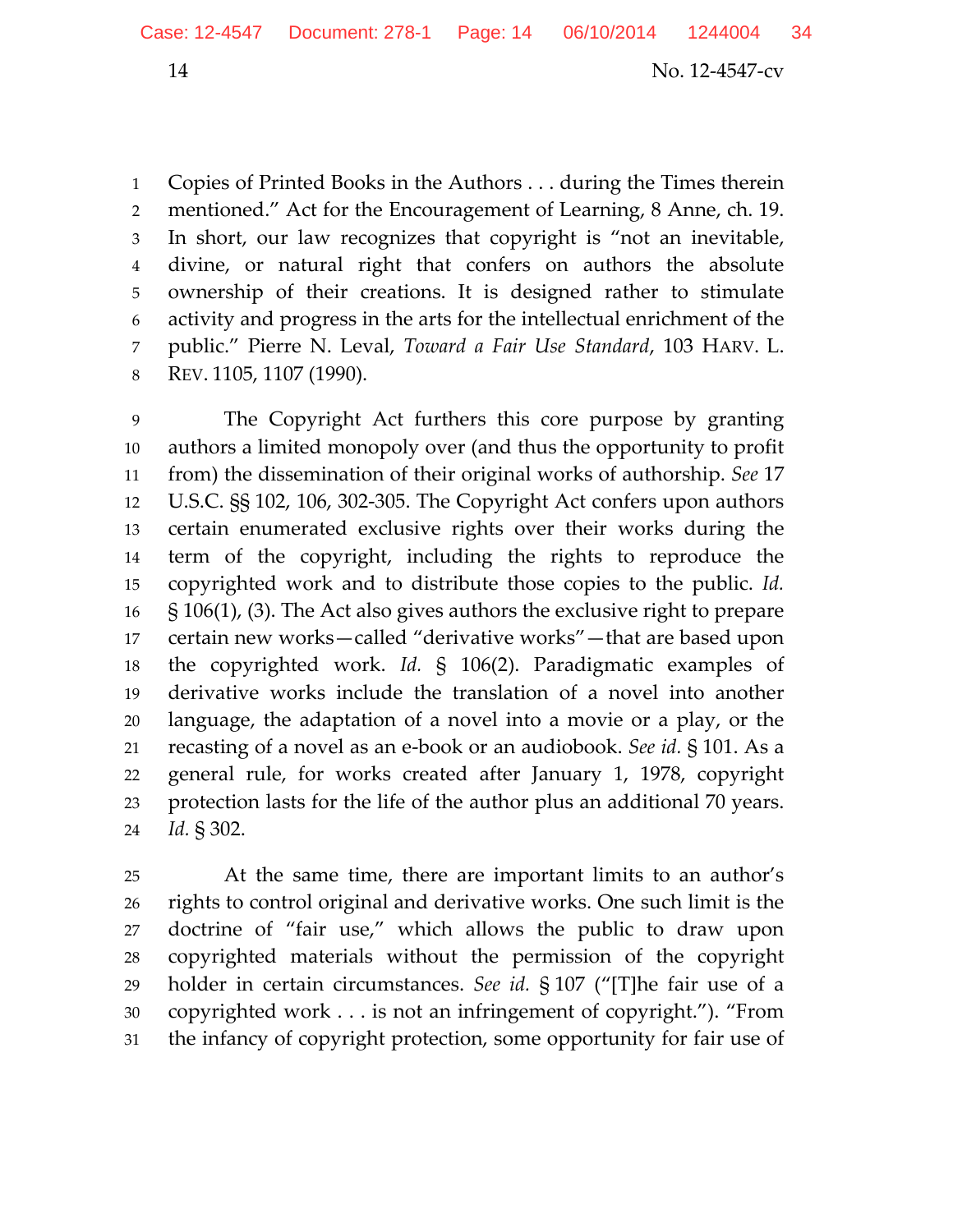Copies of Printed Books in the Authors . . . during the Times therein mentioned." Act for the Encouragement of Learning, 8 Anne, ch. 19. In short, our law recognizes that copyright is "not an inevitable, divine, or natural right that confers on authors the absolute ownership of their creations. It is designed rather to stimulate activity and progress in the arts for the intellectual enrichment of the public." Pierre N. Leval, *Toward a Fair Use Standard*, 103 HARV. L. REV. 1105, 1107 (1990).

The Copyright Act furthers this core purpose by granting authors a limited monopoly over (and thus the opportunity to profit from) the dissemination of their original works of authorship. *See* 17 U.S.C. §§ 102, 106, 302-305. The Copyright Act confers upon authors certain enumerated exclusive rights over their works during the term of the copyright, including the rights to reproduce the copyrighted work and to distribute those copies to the public. *Id.* § 106(1), (3). The Act also gives authors the exclusive right to prepare certain new works—called "derivative works"—that are based upon the copyrighted work. *Id.* § 106(2). Paradigmatic examples of derivative works include the translation of a novel into another language, the adaptation of a novel into a movie or a play, or the recasting of a novel as an e-book or an audiobook. *See id.* § 101. As a general rule, for works created after January 1, 1978, copyright protection lasts for the life of the author plus an additional 70 years. *Id.* § 302.

At the same time, there are important limits to an author's rights to control original and derivative works. One such limit is the doctrine of "fair use," which allows the public to draw upon copyrighted materials without the permission of the copyright holder in certain circumstances. *See id.* § 107 ("[T]he fair use of a copyrighted work . . . is not an infringement of copyright."). "From the infancy of copyright protection, some opportunity for fair use of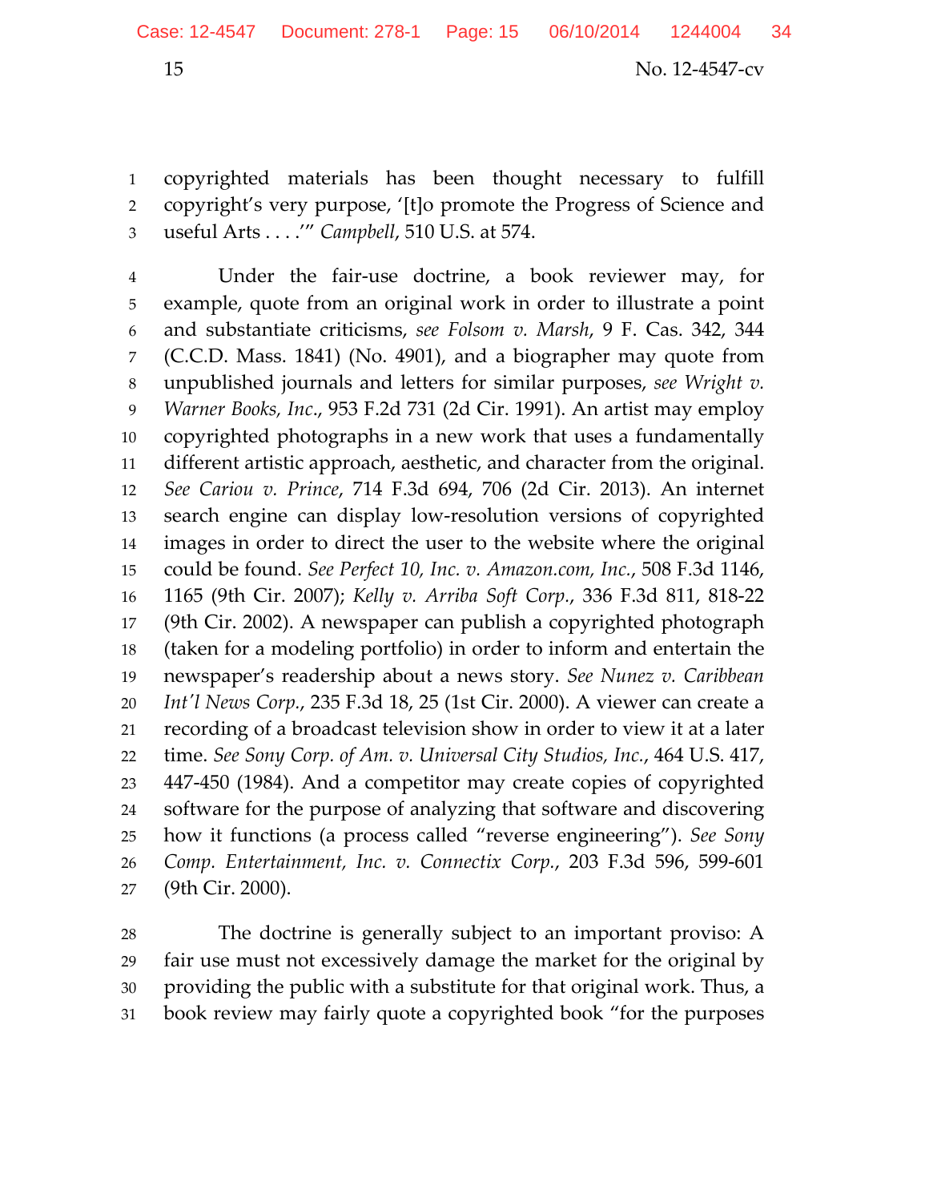copyrighted materials has been thought necessary to fulfill copyright's very purpose, '[t]o promote the Progress of Science and useful Arts . . . .'" *Campbell*, 510 U.S. at 574.

Under the fair-use doctrine, a book reviewer may, for example, quote from an original work in order to illustrate a point and substantiate criticisms, *see Folsom v. Marsh*, 9 F. Cas. 342, 344 (C.C.D. Mass. 1841) (No. 4901), and a biographer may quote from unpublished journals and letters for similar purposes, *see Wright v. Warner Books, Inc.*, 953 F.2d 731 (2d Cir. 1991). An artist may employ copyrighted photographs in a new work that uses a fundamentally different artistic approach, aesthetic, and character from the original. *See Cariou v. Prince*, 714 F.3d 694, 706 (2d Cir. 2013). An internet search engine can display low-resolution versions of copyrighted images in order to direct the user to the website where the original could be found. *See Perfect 10, Inc. v. Amazon.com, Inc.*, 508 F.3d 1146, 1165 (9th Cir. 2007); *Kelly v. Arriba Soft Corp.*, 336 F.3d 811, 818-22 (9th Cir. 2002). A newspaper can publish a copyrighted photograph (taken for a modeling portfolio) in order to inform and entertain the newspaper's readership about a news story. *See Nunez v. Caribbean Int'l News Corp.*, 235 F.3d 18, 25 (1st Cir. 2000). A viewer can create a recording of a broadcast television show in order to view it at a later time. *See Sony Corp. of Am. v. Universal City Studios, Inc.*, 464 U.S. 417, 447-450 (1984). And a competitor may create copies of copyrighted software for the purpose of analyzing that software and discovering how it functions (a process called "reverse engineering"). *See Sony Comp. Entertainment, Inc. v. Connectix Corp.*, 203 F.3d 596, 599-601 (9th Cir. 2000).

The doctrine is generally subject to an important proviso: A fair use must not excessively damage the market for the original by providing the public with a substitute for that original work. Thus, a book review may fairly quote a copyrighted book "for the purposes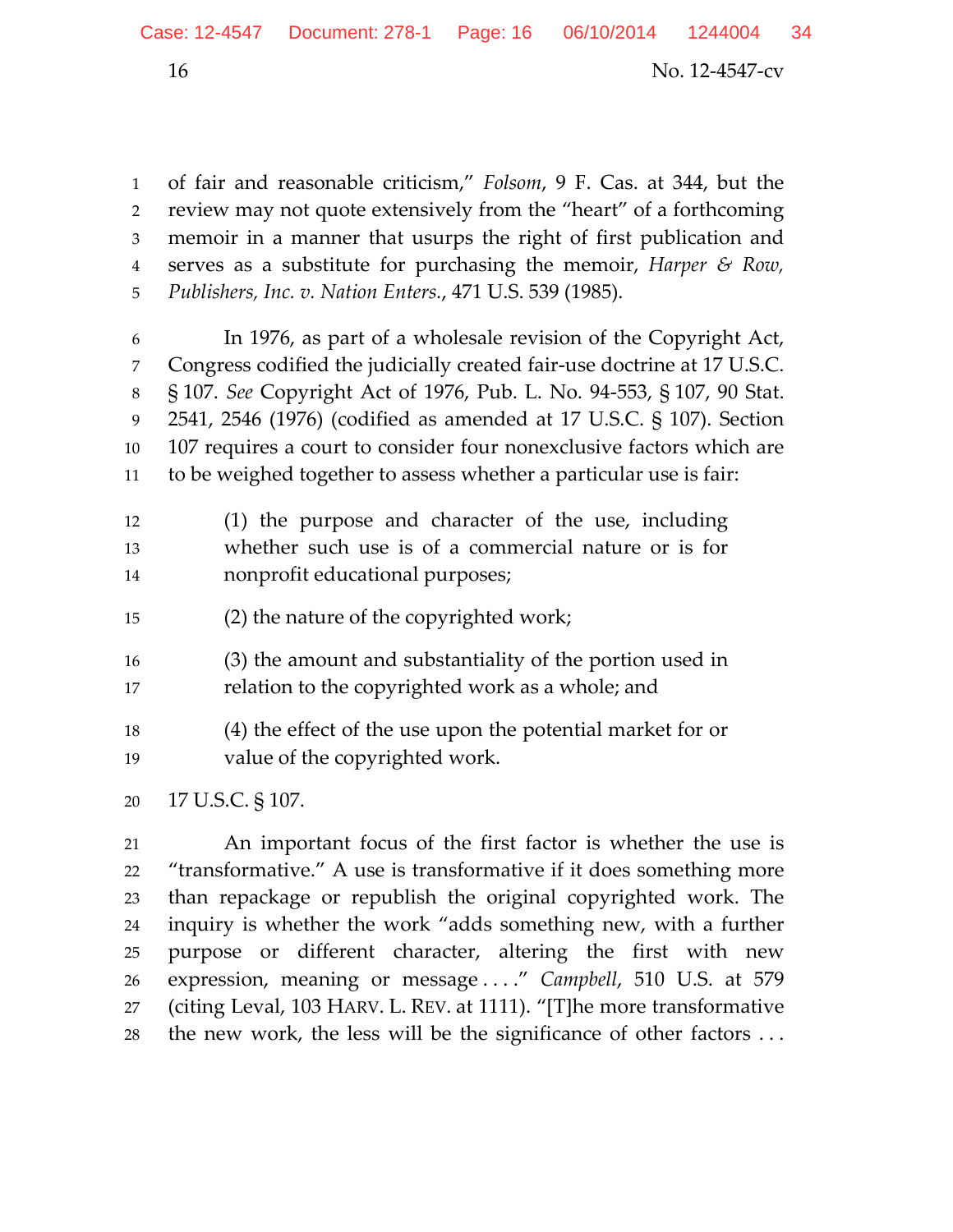of fair and reasonable criticism," *Folsom*, 9 F. Cas. at 344, but the review may not quote extensively from the "heart" of a forthcoming memoir in a manner that usurps the right of first publication and serves as a substitute for purchasing the memoir, *Harper & Row, Publishers, Inc. v. Nation Enters.*, 471 U.S. 539 (1985).

In 1976, as part of a wholesale revision of the Copyright Act, Congress codified the judicially created fair-use doctrine at 17 U.S.C. § 107. *See* Copyright Act of 1976, Pub. L. No. 94-553, § 107, 90 Stat. 2541, 2546 (1976) (codified as amended at 17 U.S.C. § 107). Section 107 requires a court to consider four nonexclusive factors which are to be weighed together to assess whether a particular use is fair:

> (1) the purpose and character of the use, including whether such use is of a commercial nature or is for nonprofit educational purposes;
>
> (2) the nature of the copyrighted work;
>
> (3) the amount and substantiality of the portion used in relation to the copyrighted work as a whole; and
>
> (4) the effect of the use upon the potential market for or value of the copyrighted work.

17 U.S.C. § 107.

An important focus of the first factor is whether the use is "transformative." A use is transformative if it does something more than repackage or republish the original copyrighted work. The inquiry is whether the work "adds something new, with a further purpose or different character, altering the first with new expression, meaning or message . . . ." *Campbell*, 510 U.S. at 579 (citing Leval, 103 HARV. L. REV. at 1111). "[T]he more transformative the new work, the less will be the significance of other factors . . .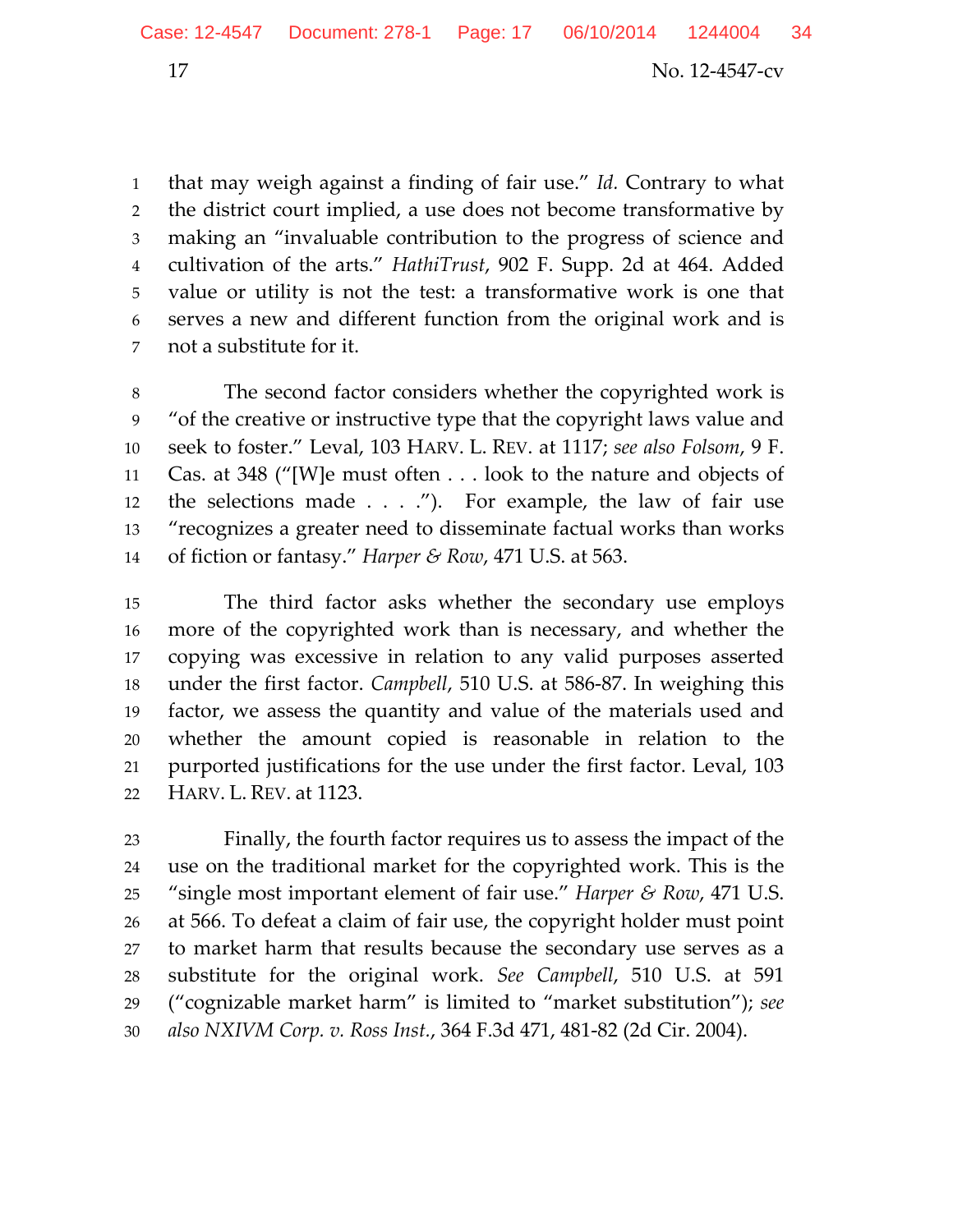that may weigh against a finding of fair use." *Id.* Contrary to what the district court implied, a use does not become transformative by making an "invaluable contribution to the progress of science and cultivation of the arts." *HathiTrust*, 902 F. Supp. 2d at 464. Added value or utility is not the test: a transformative work is one that serves a new and different function from the original work and is not a substitute for it.

The second factor considers whether the copyrighted work is "of the creative or instructive type that the copyright laws value and seek to foster." Leval, 103 HARV. L. REV. at 1117; *see also Folsom*, 9 F. Cas. at 348 ("[W]e must often . . . look to the nature and objects of the selections made . . . ."). For example, the law of fair use "recognizes a greater need to disseminate factual works than works of fiction or fantasy." *Harper & Row*, 471 U.S. at 563.

The third factor asks whether the secondary use employs more of the copyrighted work than is necessary, and whether the copying was excessive in relation to any valid purposes asserted under the first factor. *Campbell*, 510 U.S. at 586-87. In weighing this factor, we assess the quantity and value of the materials used and whether the amount copied is reasonable in relation to the purported justifications for the use under the first factor. Leval, 103 HARV. L. REV. at 1123.

Finally, the fourth factor requires us to assess the impact of the use on the traditional market for the copyrighted work. This is the "single most important element of fair use." *Harper & Row*, 471 U.S. at 566. To defeat a claim of fair use, the copyright holder must point to market harm that results because the secondary use serves as a substitute for the original work. *See Campbell*, 510 U.S. at 591 ("cognizable market harm" is limited to "market substitution"); *see also NXIVM Corp. v. Ross Inst.*, 364 F.3d 471, 481-82 (2d Cir. 2004).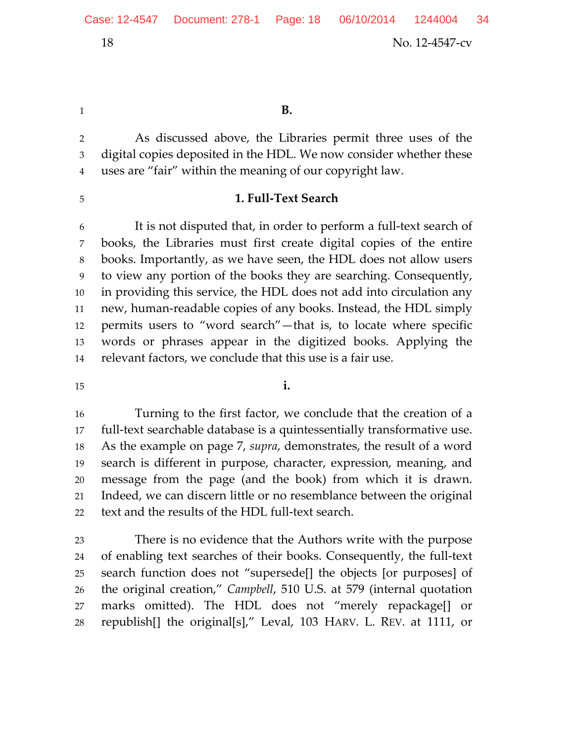### B.

As discussed above, the Libraries permit three uses of the digital copies deposited in the HDL. We now consider whether these uses are "fair" within the meaning of our copyright law.

#### 1. Full-Text Search

It is not disputed that, in order to perform a full-text search of books, the Libraries must first create digital copies of the entire books. Importantly, as we have seen, the HDL does not allow users to view any portion of the books they are searching. Consequently, in providing this service, the HDL does not add into circulation any new, human-readable copies of any books. Instead, the HDL simply permits users to "word search"—that is, to locate where specific words or phrases appear in the digitized books. Applying the relevant factors, we conclude that this use is a fair use.

##### i.

Turning to the first factor, we conclude that the creation of a full-text searchable database is a quintessentially transformative use. As the example on page 7, *supra*, demonstrates, the result of a word search is different in purpose, character, expression, meaning, and message from the page (and the book) from which it is drawn. Indeed, we can discern little or no resemblance between the original text and the results of the HDL full-text search.

There is no evidence that the Authors write with the purpose of enabling text searches of their books. Consequently, the full-text search function does not "supersede[] the objects [or purposes] of the original creation," *Campbell*, 510 U.S. at 579 (internal quotation marks omitted). The HDL does not "merely repackage[] or republish[] the original[s]," Leval, 103 HARV. L. REV. at 1111, or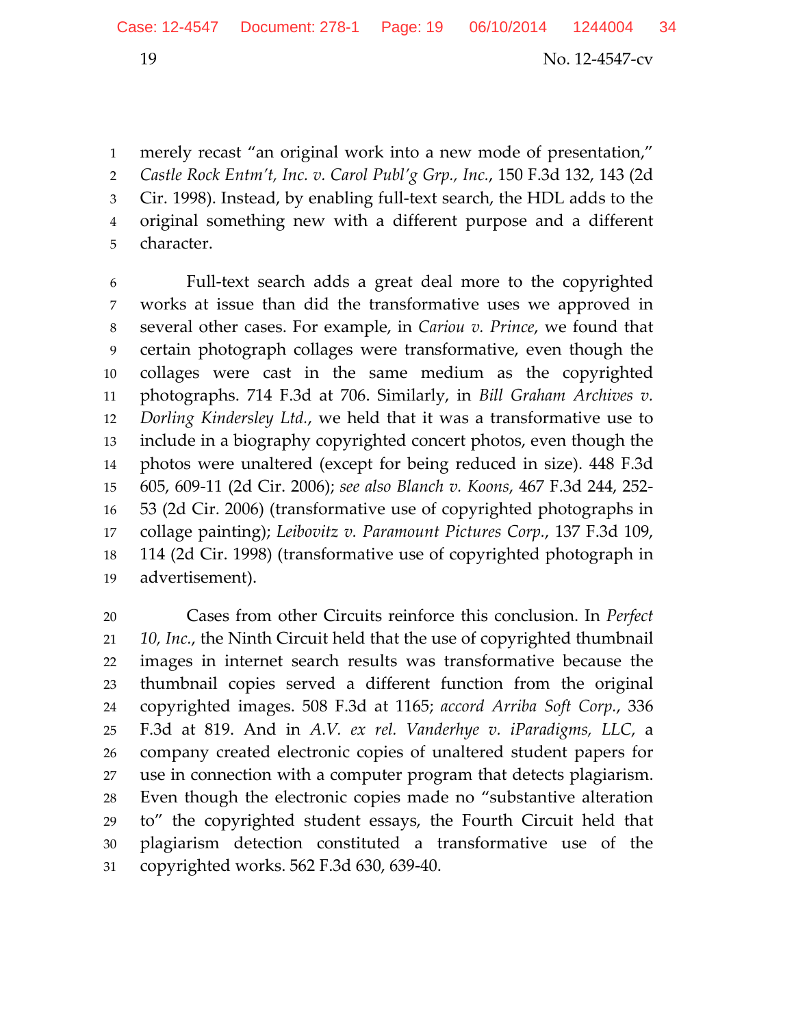merely recast "an original work into a new mode of presentation," *Castle Rock Entm't, Inc. v. Carol Publ'g Grp., Inc.*, 150 F.3d 132, 143 (2d Cir. 1998). Instead, by enabling full-text search, the HDL adds to the original something new with a different purpose and a different character.

Full-text search adds a great deal more to the copyrighted works at issue than did the transformative uses we approved in several other cases. For example, in *Cariou v. Prince*, we found that certain photograph collages were transformative, even though the collages were cast in the same medium as the copyrighted photographs. 714 F.3d at 706. Similarly, in *Bill Graham Archives v. Dorling Kindersley Ltd.*, we held that it was a transformative use to include in a biography copyrighted concert photos, even though the photos were unaltered (except for being reduced in size). 448 F.3d 605, 609-11 (2d Cir. 2006); *see also Blanch v. Koons*, 467 F.3d 244, 252-53 (2d Cir. 2006) (transformative use of copyrighted photographs in collage painting); *Leibovitz v. Paramount Pictures Corp.*, 137 F.3d 109, 114 (2d Cir. 1998) (transformative use of copyrighted photograph in advertisement).

Cases from other Circuits reinforce this conclusion. In *Perfect 10, Inc.*, the Ninth Circuit held that the use of copyrighted thumbnail images in internet search results was transformative because the thumbnail copies served a different function from the original copyrighted images. 508 F.3d at 1165; *accord Arriba Soft Corp.*, 336 F.3d at 819. And in *A.V. ex rel. Vanderhye v. iParadigms, LLC*, a company created electronic copies of unaltered student papers for use in connection with a computer program that detects plagiarism. Even though the electronic copies made no "substantive alteration to" the copyrighted student essays, the Fourth Circuit held that plagiarism detection constituted a transformative use of the copyrighted works. 562 F.3d 630, 639-40.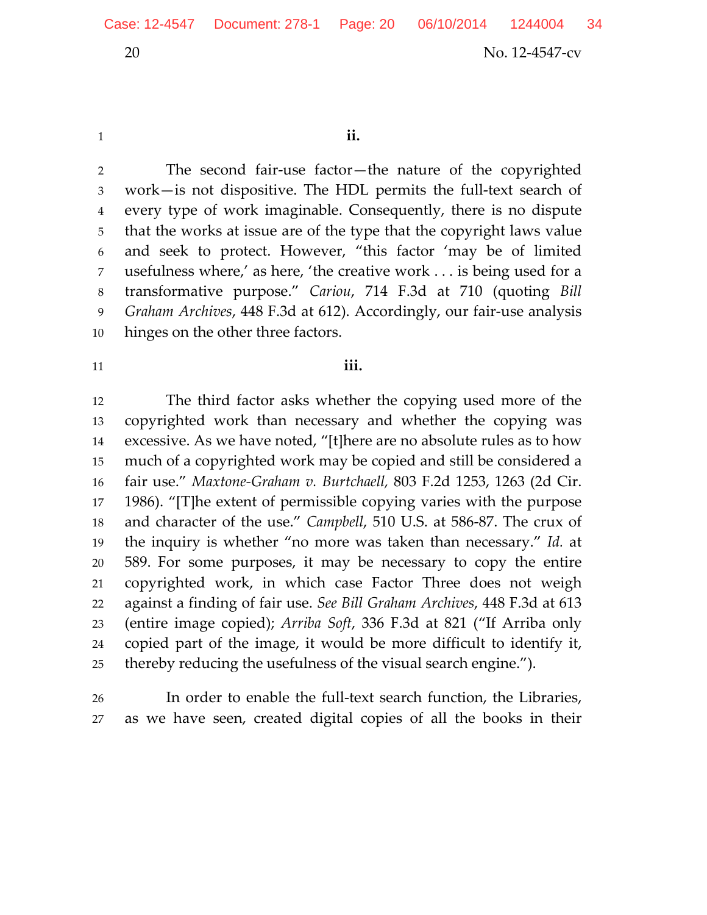**ii.**

The second fair-use factor—the nature of the copyrighted work—is not dispositive. The HDL permits the full-text search of every type of work imaginable. Consequently, there is no dispute that the works at issue are of the type that the copyright laws value and seek to protect. However, "this factor 'may be of limited usefulness where,' as here, 'the creative work . . . is being used for a transformative purpose." *Cariou*, 714 F.3d at 710 (quoting *Bill Graham Archives*, 448 F.3d at 612). Accordingly, our fair-use analysis hinges on the other three factors.

**iii.**

The third factor asks whether the copying used more of the copyrighted work than necessary and whether the copying was excessive. As we have noted, "[t]here are no absolute rules as to how much of a copyrighted work may be copied and still be considered a fair use." *Maxtone-Graham v. Burtchaell*, 803 F.2d 1253, 1263 (2d Cir. 1986). "[T]he extent of permissible copying varies with the purpose and character of the use." *Campbell*, 510 U.S. at 586-87. The crux of the inquiry is whether "no more was taken than necessary." *Id.* at 589. For some purposes, it may be necessary to copy the entire copyrighted work, in which case Factor Three does not weigh against a finding of fair use. *See Bill Graham Archives*, 448 F.3d at 613 (entire image copied); *Arriba Soft*, 336 F.3d at 821 ("If Arriba only copied part of the image, it would be more difficult to identify it, thereby reducing the usefulness of the visual search engine.").

In order to enable the full-text search function, the Libraries, as we have seen, created digital copies of all the books in their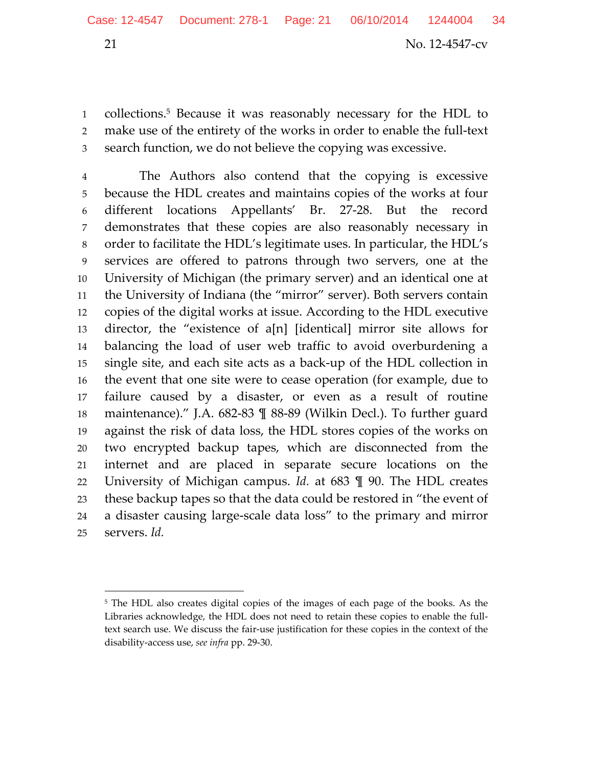collections.[5] Because it was reasonably necessary for the HDL to make use of the entirety of the works in order to enable the full-text search function, we do not believe the copying was excessive.

The Authors also contend that the copying is excessive because the HDL creates and maintains copies of the works at four different locations Appellants' Br. 27-28. But the record demonstrates that these copies are also reasonably necessary in order to facilitate the HDL's legitimate uses. In particular, the HDL's services are offered to patrons through two servers, one at the University of Michigan (the primary server) and an identical one at the University of Indiana (the "mirror" server). Both servers contain copies of the digital works at issue. According to the HDL executive director, the "existence of a[n] [identical] mirror site allows for balancing the load of user web traffic to avoid overburdening a single site, and each site acts as a back-up of the HDL collection in the event that one site were to cease operation (for example, due to failure caused by a disaster, or even as a result of routine maintenance)." J.A. 682-83 ¶ 88-89 (Wilkin Decl.). To further guard against the risk of data loss, the HDL stores copies of the works on two encrypted backup tapes, which are disconnected from the internet and are placed in separate secure locations on the University of Michigan campus. *Id.* at 683 ¶ 90. The HDL creates these backup tapes so that the data could be restored in "the event of a disaster causing large-scale data loss" to the primary and mirror servers. *Id.*

---

[5] The HDL also creates digital copies of the images of each page of the books. As the Libraries acknowledge, the HDL does not need to retain these copies to enable the full-text search use. We discuss the fair-use justification for these copies in the context of the disability-access use, *see infra* pp. 29-30.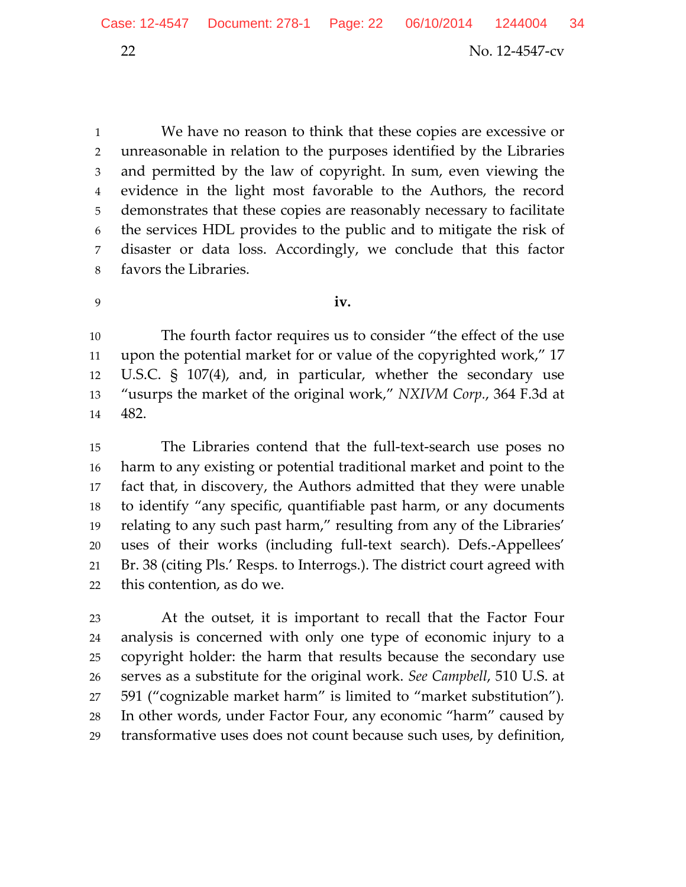We have no reason to think that these copies are excessive or unreasonable in relation to the purposes identified by the Libraries and permitted by the law of copyright. In sum, even viewing the evidence in the light most favorable to the Authors, the record demonstrates that these copies are reasonably necessary to facilitate the services HDL provides to the public and to mitigate the risk of disaster or data loss. Accordingly, we conclude that this factor favors the Libraries.

**iv.**

The fourth factor requires us to consider "the effect of the use upon the potential market for or value of the copyrighted work," 17 U.S.C. § 107(4), and, in particular, whether the secondary use "usurps the market of the original work," *NXIVM Corp.*, 364 F.3d at 482.

The Libraries contend that the full-text-search use poses no harm to any existing or potential traditional market and point to the fact that, in discovery, the Authors admitted that they were unable to identify "any specific, quantifiable past harm, or any documents relating to any such past harm," resulting from any of the Libraries' uses of their works (including full-text search). Defs.-Appellees' Br. 38 (citing Pls.' Resps. to Interrogs.). The district court agreed with this contention, as do we.

At the outset, it is important to recall that the Factor Four analysis is concerned with only one type of economic injury to a copyright holder: the harm that results because the secondary use serves as a substitute for the original work. *See Campbell*, 510 U.S. at 591 ("cognizable market harm" is limited to "market substitution"). In other words, under Factor Four, any economic "harm" caused by transformative uses does not count because such uses, by definition,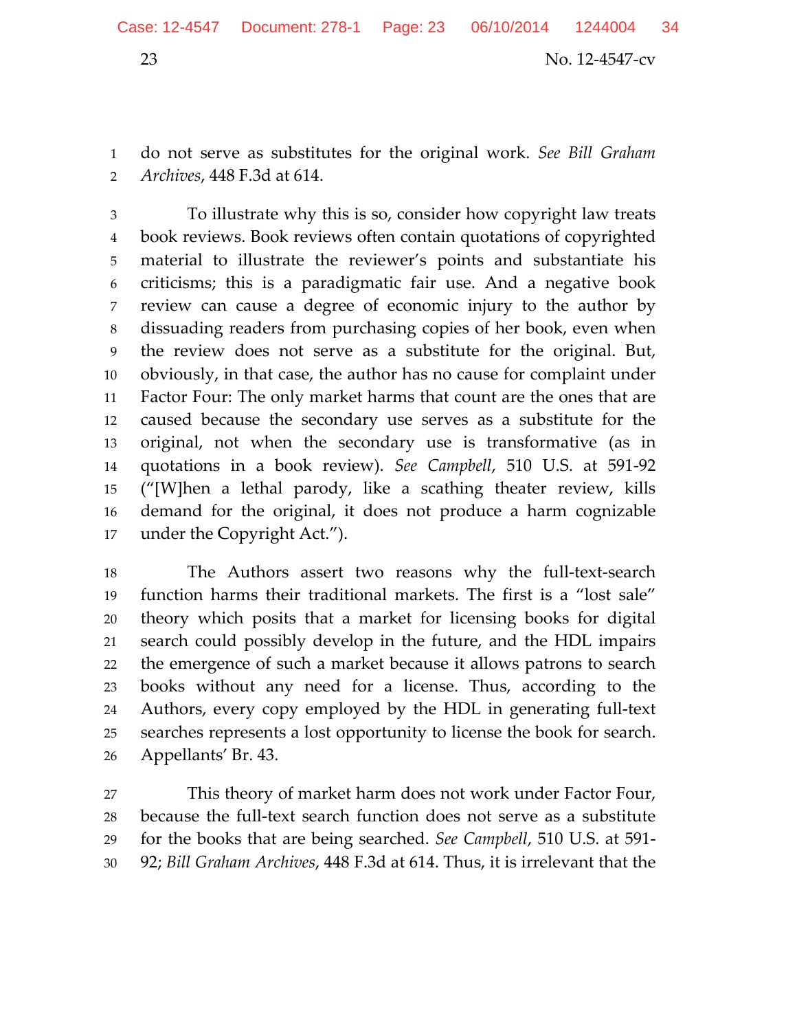do not serve as substitutes for the original work. *See Bill Graham Archives*, 448 F.3d at 614.

To illustrate why this is so, consider how copyright law treats book reviews. Book reviews often contain quotations of copyrighted material to illustrate the reviewer's points and substantiate his criticisms; this is a paradigmatic fair use. And a negative book review can cause a degree of economic injury to the author by dissuading readers from purchasing copies of her book, even when the review does not serve as a substitute for the original. But, obviously, in that case, the author has no cause for complaint under Factor Four: The only market harms that count are the ones that are caused because the secondary use serves as a substitute for the original, not when the secondary use is transformative (as in quotations in a book review). *See Campbell*, 510 U.S. at 591-92 ("[W]hen a lethal parody, like a scathing theater review, kills demand for the original, it does not produce a harm cognizable under the Copyright Act.").

The Authors assert two reasons why the full-text-search function harms their traditional markets. The first is a "lost sale" theory which posits that a market for licensing books for digital search could possibly develop in the future, and the HDL impairs the emergence of such a market because it allows patrons to search books without any need for a license. Thus, according to the Authors, every copy employed by the HDL in generating full-text searches represents a lost opportunity to license the book for search. Appellants' Br. 43.

This theory of market harm does not work under Factor Four, because the full-text search function does not serve as a substitute for the books that are being searched. *See Campbell*, 510 U.S. at 591-92; *Bill Graham Archives*, 448 F.3d at 614. Thus, it is irrelevant that the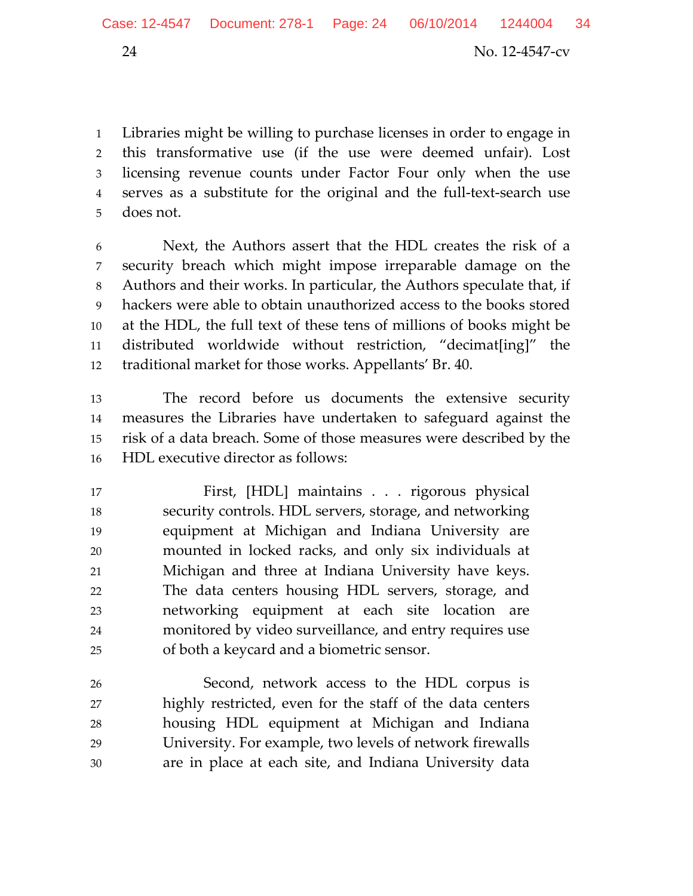Libraries might be willing to purchase licenses in order to engage in this transformative use (if the use were deemed unfair). Lost licensing revenue counts under Factor Four only when the use serves as a substitute for the original and the full-text-search use does not.

Next, the Authors assert that the HDL creates the risk of a security breach which might impose irreparable damage on the Authors and their works. In particular, the Authors speculate that, if hackers were able to obtain unauthorized access to the books stored at the HDL, the full text of these tens of millions of books might be distributed worldwide without restriction, "decimat[ing]" the traditional market for those works. Appellants' Br. 40.

The record before us documents the extensive security measures the Libraries have undertaken to safeguard against the risk of a data breach. Some of those measures were described by the HDL executive director as follows:

> First, [HDL] maintains . . . rigorous physical security controls. HDL servers, storage, and networking equipment at Michigan and Indiana University are mounted in locked racks, and only six individuals at Michigan and three at Indiana University have keys. The data centers housing HDL servers, storage, and networking equipment at each site location are monitored by video surveillance, and entry requires use of both a keycard and a biometric sensor.
>
> Second, network access to the HDL corpus is highly restricted, even for the staff of the data centers housing HDL equipment at Michigan and Indiana University. For example, two levels of network firewalls are in place at each site, and Indiana University data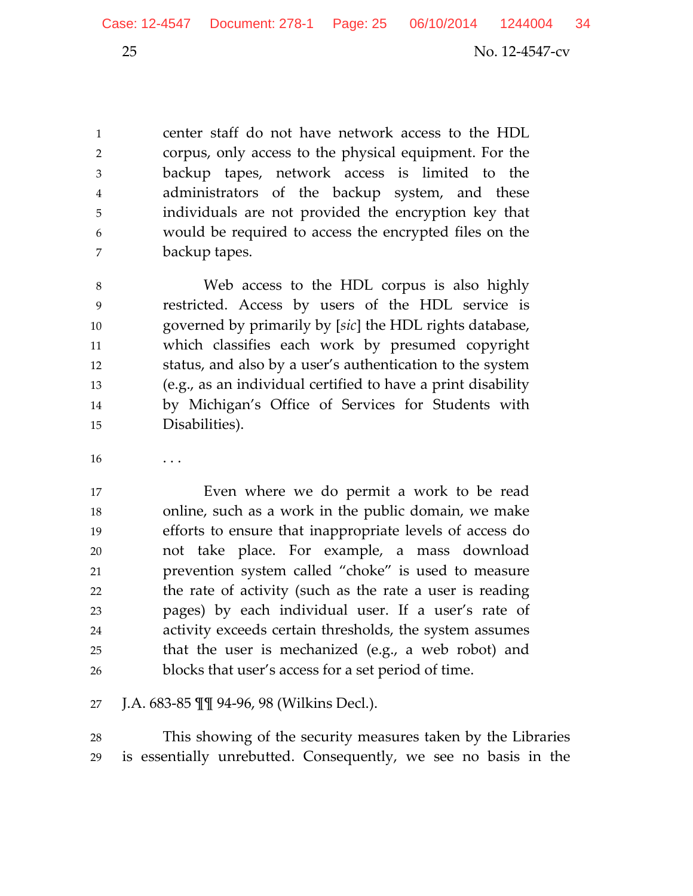> center staff do not have network access to the HDL corpus, only access to the physical equipment. For the backup tapes, network access is limited to the administrators of the backup system, and these individuals are not provided the encryption key that would be required to access the encrypted files on the backup tapes.
>
> Web access to the HDL corpus is also highly restricted. Access by users of the HDL service is governed by primarily by [*sic*] the HDL rights database, which classifies each work by presumed copyright status, and also by a user's authentication to the system (e.g., as an individual certified to have a print disability by Michigan's Office of Services for Students with Disabilities).
>
> . . .
>
> Even where we do permit a work to be read online, such as a work in the public domain, we make efforts to ensure that inappropriate levels of access do not take place. For example, a mass download prevention system called "choke" is used to measure the rate of activity (such as the rate a user is reading pages) by each individual user. If a user's rate of activity exceeds certain thresholds, the system assumes that the user is mechanized (e.g., a web robot) and blocks that user's access for a set period of time.

J.A. 683-85 ¶¶ 94-96, 98 (Wilkins Decl.).

This showing of the security measures taken by the Libraries is essentially unrebutted. Consequently, we see no basis in the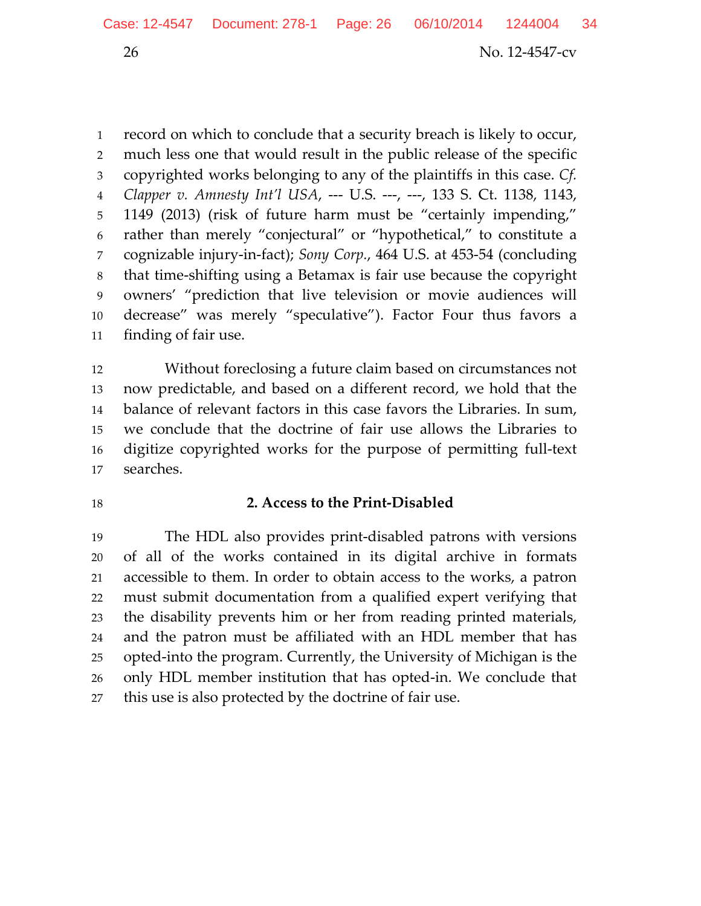record on which to conclude that a security breach is likely to occur, much less one that would result in the public release of the specific copyrighted works belonging to any of the plaintiffs in this case. *Cf. Clapper v. Amnesty Int'l USA*, --- U.S. ---, ---, 133 S. Ct. 1138, 1143, 1149 (2013) (risk of future harm must be "certainly impending," rather than merely "conjectural" or "hypothetical," to constitute a cognizable injury-in-fact); *Sony Corp.*, 464 U.S. at 453-54 (concluding that time-shifting using a Betamax is fair use because the copyright owners' "prediction that live television or movie audiences will decrease" was merely "speculative"). Factor Four thus favors a finding of fair use.

Without foreclosing a future claim based on circumstances not now predictable, and based on a different record, we hold that the balance of relevant factors in this case favors the Libraries. In sum, we conclude that the doctrine of fair use allows the Libraries to digitize copyrighted works for the purpose of permitting full-text searches.

**2. Access to the Print-Disabled**

The HDL also provides print-disabled patrons with versions of all of the works contained in its digital archive in formats accessible to them. In order to obtain access to the works, a patron must submit documentation from a qualified expert verifying that the disability prevents him or her from reading printed materials, and the patron must be affiliated with an HDL member that has opted-into the program. Currently, the University of Michigan is the only HDL member institution that has opted-in. We conclude that this use is also protected by the doctrine of fair use.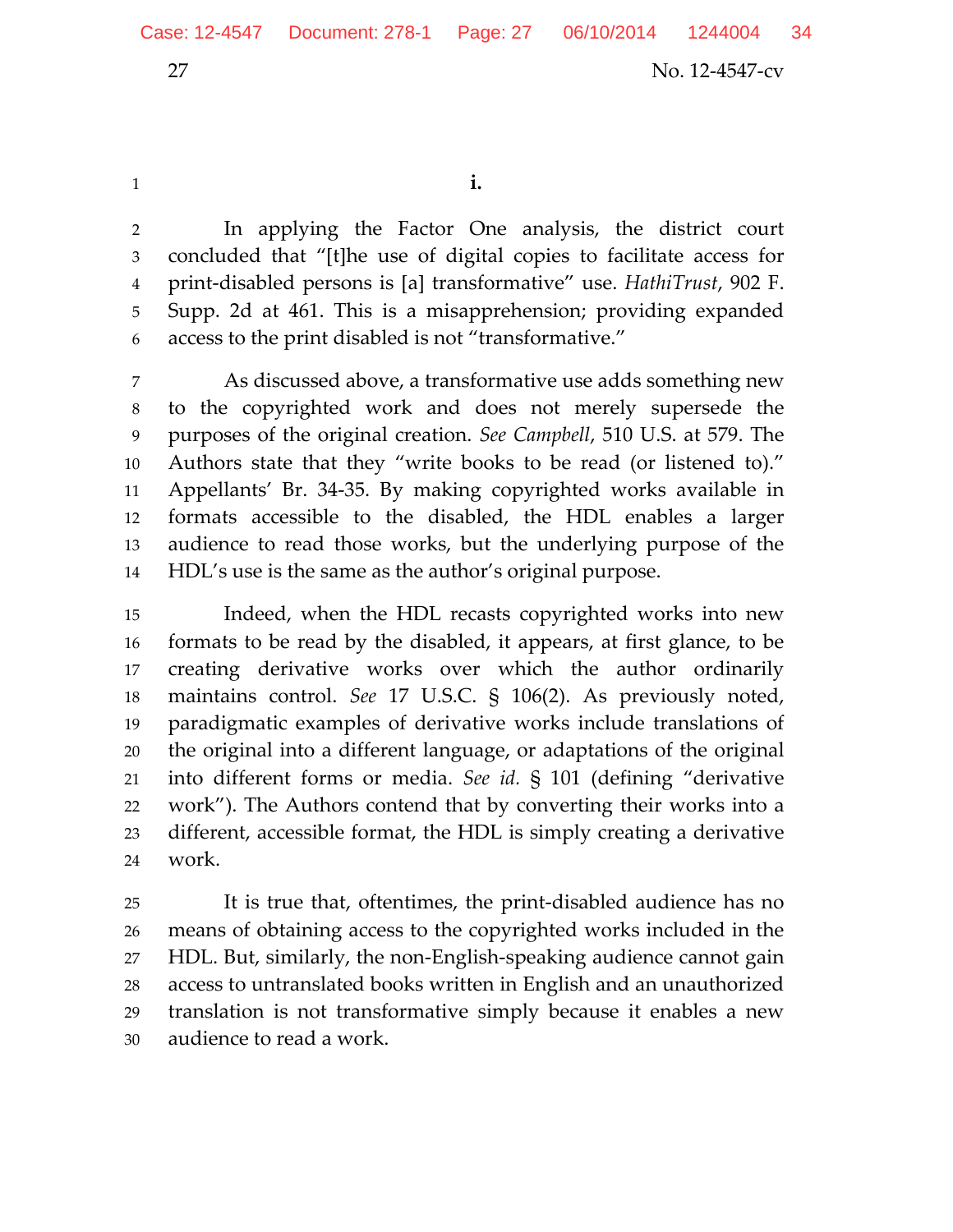### i.

In applying the Factor One analysis, the district court concluded that "[t]he use of digital copies to facilitate access for print-disabled persons is [a] transformative" use. *HathiTrust*, 902 F. Supp. 2d at 461. This is a misapprehension; providing expanded access to the print disabled is not "transformative."

As discussed above, a transformative use adds something new to the copyrighted work and does not merely supersede the purposes of the original creation. *See Campbell*, 510 U.S. at 579. The Authors state that they "write books to be read (or listened to)." Appellants' Br. 34-35. By making copyrighted works available in formats accessible to the disabled, the HDL enables a larger audience to read those works, but the underlying purpose of the HDL's use is the same as the author's original purpose.

Indeed, when the HDL recasts copyrighted works into new formats to be read by the disabled, it appears, at first glance, to be creating derivative works over which the author ordinarily maintains control. *See* 17 U.S.C. § 106(2). As previously noted, paradigmatic examples of derivative works include translations of the original into a different language, or adaptations of the original into different forms or media. *See id.* § 101 (defining "derivative work"). The Authors contend that by converting their works into a different, accessible format, the HDL is simply creating a derivative work.

It is true that, oftentimes, the print-disabled audience has no means of obtaining access to the copyrighted works included in the HDL. But, similarly, the non-English-speaking audience cannot gain access to untranslated books written in English and an unauthorized translation is not transformative simply because it enables a new audience to read a work.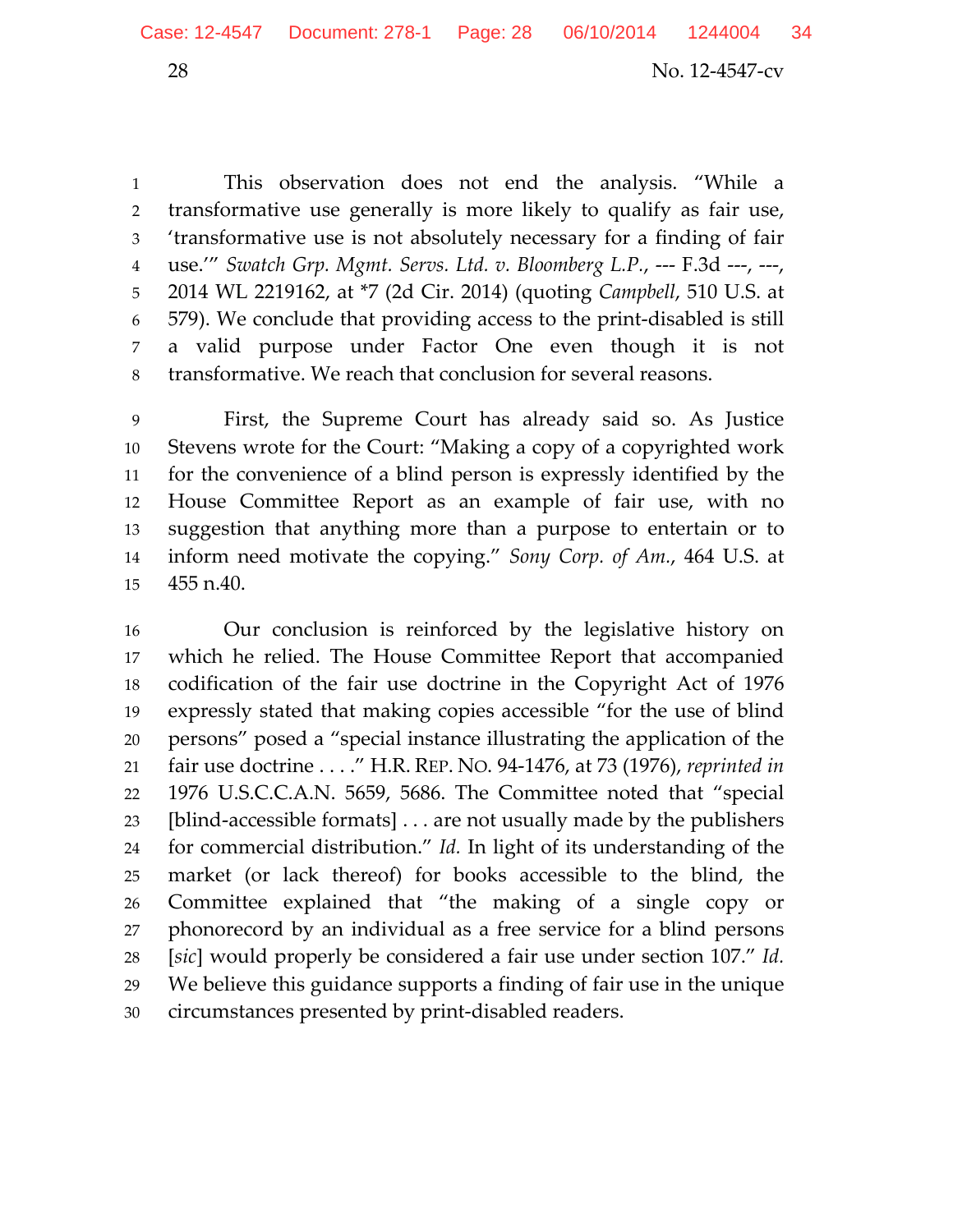This observation does not end the analysis. "While a transformative use generally is more likely to qualify as fair use, 'transformative use is not absolutely necessary for a finding of fair use.'" *Swatch Grp. Mgmt. Servs. Ltd. v. Bloomberg L.P.*, --- F.3d ---, ---, 2014 WL 2219162, at *7 (2d Cir. 2014) (quoting *Campbell*, 510 U.S. at 579). We conclude that providing access to the print-disabled is still a valid purpose under Factor One even though it is not transformative. We reach that conclusion for several reasons.

First, the Supreme Court has already said so. As Justice Stevens wrote for the Court: "Making a copy of a copyrighted work for the convenience of a blind person is expressly identified by the House Committee Report as an example of fair use, with no suggestion that anything more than a purpose to entertain or to inform need motivate the copying." *Sony Corp. of Am.*, 464 U.S. at 455 n.40.

Our conclusion is reinforced by the legislative history on which he relied. The House Committee Report that accompanied codification of the fair use doctrine in the Copyright Act of 1976 expressly stated that making copies accessible "for the use of blind persons" posed a "special instance illustrating the application of the fair use doctrine . . . ." H.R. REP. NO. 94-1476, at 73 (1976), *reprinted in* 1976 U.S.C.C.A.N. 5659, 5686. The Committee noted that "special [blind-accessible formats] . . . are not usually made by the publishers for commercial distribution." *Id.* In light of its understanding of the market (or lack thereof) for books accessible to the blind, the Committee explained that "the making of a single copy or phonorecord by an individual as a free service for a blind persons [*sic*] would properly be considered a fair use under section 107." *Id.* We believe this guidance supports a finding of fair use in the unique circumstances presented by print-disabled readers.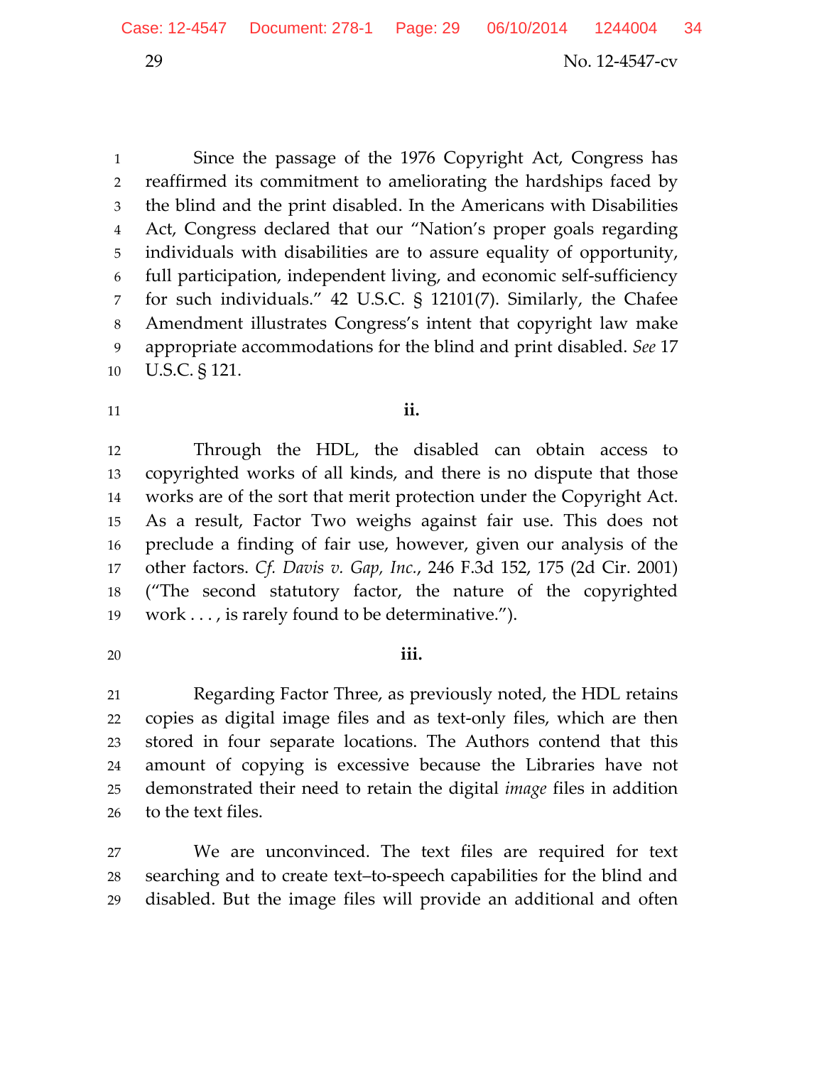Since the passage of the 1976 Copyright Act, Congress has reaffirmed its commitment to ameliorating the hardships faced by the blind and the print disabled. In the Americans with Disabilities Act, Congress declared that our "Nation's proper goals regarding individuals with disabilities are to assure equality of opportunity, full participation, independent living, and economic self-sufficiency for such individuals." 42 U.S.C. § 12101(7). Similarly, the Chafee Amendment illustrates Congress's intent that copyright law make appropriate accommodations for the blind and print disabled. *See* 17 U.S.C. § 121.

**ii.**

Through the HDL, the disabled can obtain access to copyrighted works of all kinds, and there is no dispute that those works are of the sort that merit protection under the Copyright Act. As a result, Factor Two weighs against fair use. This does not preclude a finding of fair use, however, given our analysis of the other factors. *Cf. Davis v. Gap, Inc.*, 246 F.3d 152, 175 (2d Cir. 2001) ("The second statutory factor, the nature of the copyrighted work . . . , is rarely found to be determinative.").

**iii.**

Regarding Factor Three, as previously noted, the HDL retains copies as digital image files and as text-only files, which are then stored in four separate locations. The Authors contend that this amount of copying is excessive because the Libraries have not demonstrated their need to retain the digital *image* files in addition to the text files.

We are unconvinced. The text files are required for text searching and to create text–to-speech capabilities for the blind and disabled. But the image files will provide an additional and often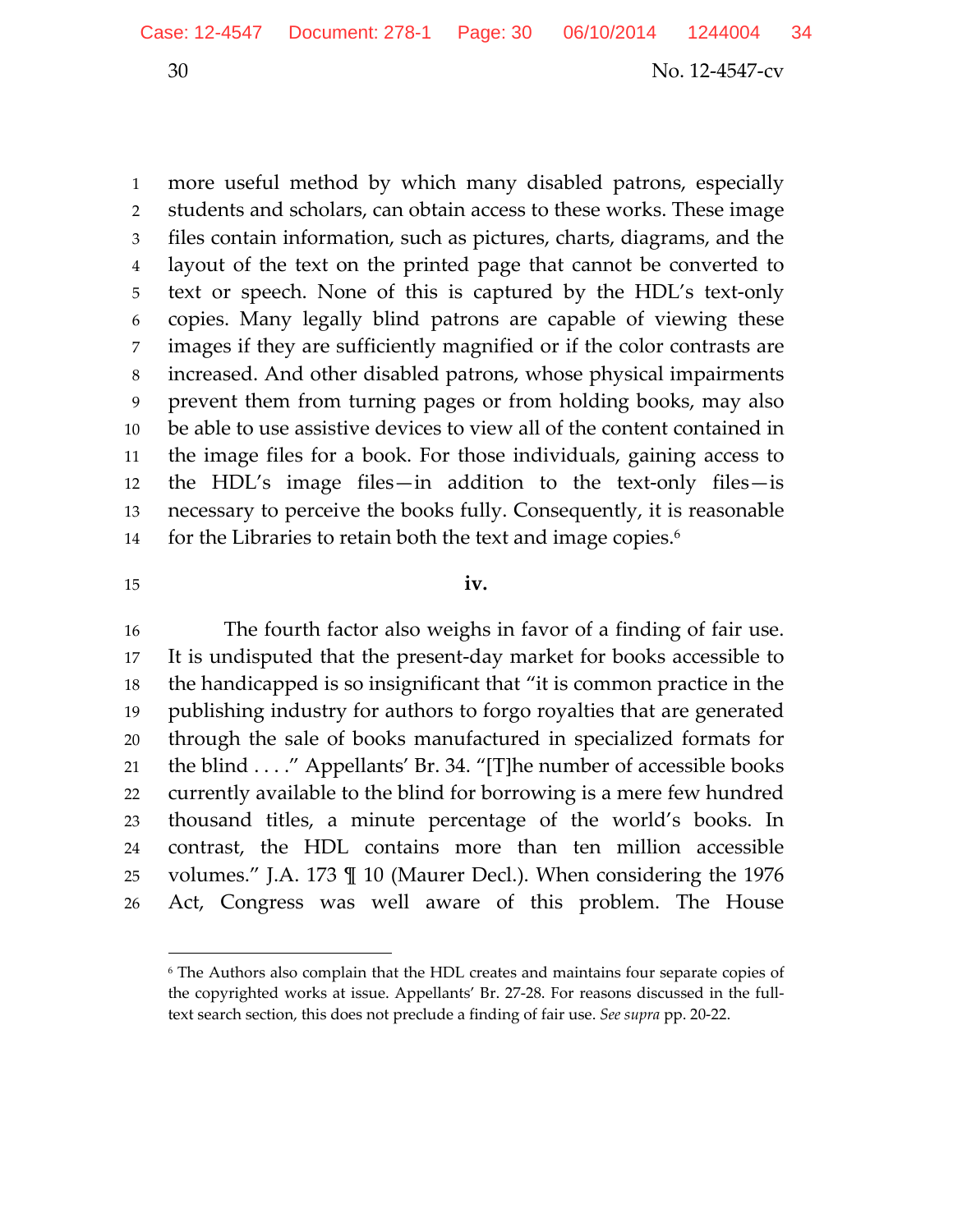more useful method by which many disabled patrons, especially students and scholars, can obtain access to these works. These image files contain information, such as pictures, charts, diagrams, and the layout of the text on the printed page that cannot be converted to text or speech. None of this is captured by the HDL's text-only copies. Many legally blind patrons are capable of viewing these images if they are sufficiently magnified or if the color contrasts are increased. And other disabled patrons, whose physical impairments prevent them from turning pages or from holding books, may also be able to use assistive devices to view all of the content contained in the image files for a book. For those individuals, gaining access to the HDL's image files—in addition to the text-only files—is necessary to perceive the books fully. Consequently, it is reasonable for the Libraries to retain both the text and image copies.[6]

**iv.**

The fourth factor also weighs in favor of a finding of fair use. It is undisputed that the present-day market for books accessible to the handicapped is so insignificant that "it is common practice in the publishing industry for authors to forgo royalties that are generated through the sale of books manufactured in specialized formats for the blind . . . ." Appellants' Br. 34. "[T]he number of accessible books currently available to the blind for borrowing is a mere few hundred thousand titles, a minute percentage of the world's books. In contrast, the HDL contains more than ten million accessible volumes." J.A. 173 ¶ 10 (Maurer Decl.). When considering the 1976 Act, Congress was well aware of this problem. The House

---

[6] The Authors also complain that the HDL creates and maintains four separate copies of the copyrighted works at issue. Appellants' Br. 27-28. For reasons discussed in the full-text search section, this does not preclude a finding of fair use. *See supra* pp. 20-22.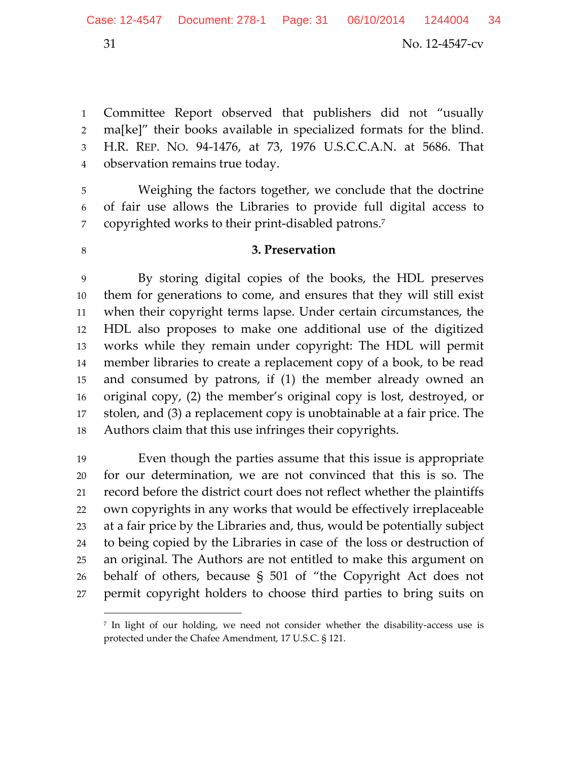Committee Report observed that publishers did not "usually ma[ke]" their books available in specialized formats for the blind. H.R. REP. NO. 94-1476, at 73, 1976 U.S.C.C.A.N. at 5686. That observation remains true today.

Weighing the factors together, we conclude that the doctrine of fair use allows the Libraries to provide full digital access to copyrighted works to their print-disabled patrons.[7]

### 3. Preservation

By storing digital copies of the books, the HDL preserves them for generations to come, and ensures that they will still exist when their copyright terms lapse. Under certain circumstances, the HDL also proposes to make one additional use of the digitized works while they remain under copyright: The HDL will permit member libraries to create a replacement copy of a book, to be read and consumed by patrons, if (1) the member already owned an original copy, (2) the member's original copy is lost, destroyed, or stolen, and (3) a replacement copy is unobtainable at a fair price. The Authors claim that this use infringes their copyrights.

Even though the parties assume that this issue is appropriate for our determination, we are not convinced that this is so. The record before the district court does not reflect whether the plaintiffs own copyrights in any works that would be effectively irreplaceable at a fair price by the Libraries and, thus, would be potentially subject to being copied by the Libraries in case of the loss or destruction of an original. The Authors are not entitled to make this argument on behalf of others, because § 501 of "the Copyright Act does not permit copyright holders to choose third parties to bring suits on

---

[7] In light of our holding, we need not consider whether the disability-access use is protected under the Chafee Amendment, 17 U.S.C. § 121.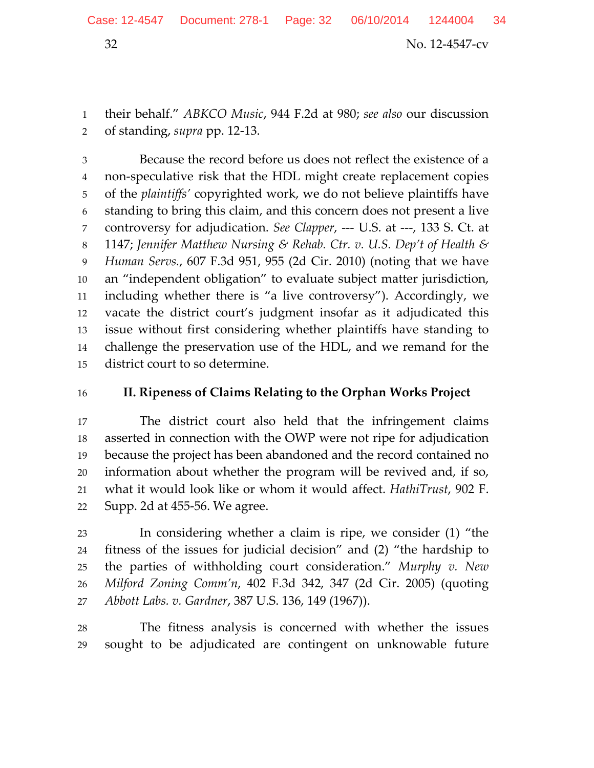their behalf." *ABKCO Music*, 944 F.2d at 980; *see also* our discussion of standing, *supra* pp. 12-13.

Because the record before us does not reflect the existence of a non-speculative risk that the HDL might create replacement copies of the *plaintiffs'* copyrighted work, we do not believe plaintiffs have standing to bring this claim, and this concern does not present a live controversy for adjudication. *See Clapper*, --- U.S. at ---, 133 S. Ct. at 1147; *Jennifer Matthew Nursing & Rehab. Ctr. v. U.S. Dep't of Health & Human Servs.*, 607 F.3d 951, 955 (2d Cir. 2010) (noting that we have an "independent obligation" to evaluate subject matter jurisdiction, including whether there is "a live controversy"). Accordingly, we vacate the district court's judgment insofar as it adjudicated this issue without first considering whether plaintiffs have standing to challenge the preservation use of the HDL, and we remand for the district court to so determine.

## II. Ripeness of Claims Relating to the Orphan Works Project

The district court also held that the infringement claims asserted in connection with the OWP were not ripe for adjudication because the project has been abandoned and the record contained no information about whether the program will be revived and, if so, what it would look like or whom it would affect. *HathiTrust*, 902 F. Supp. 2d at 455-56. We agree.

In considering whether a claim is ripe, we consider (1) "the fitness of the issues for judicial decision" and (2) "the hardship to the parties of withholding court consideration." *Murphy v. New Milford Zoning Comm'n*, 402 F.3d 342, 347 (2d Cir. 2005) (quoting *Abbott Labs. v. Gardner*, 387 U.S. 136, 149 (1967)).

The fitness analysis is concerned with whether the issues sought to be adjudicated are contingent on unknowable future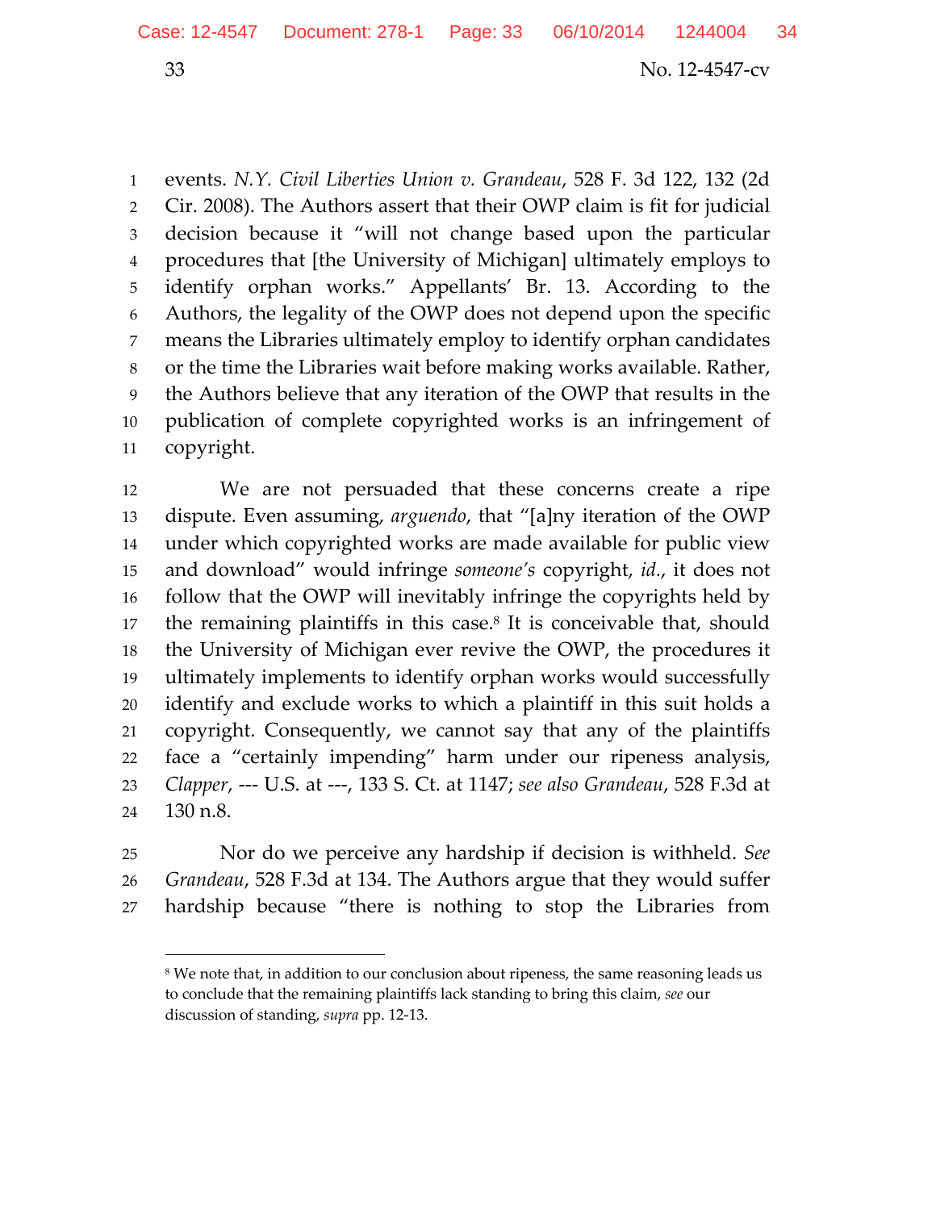events. *N.Y. Civil Liberties Union v. Grandeau*, 528 F. 3d 122, 132 (2d Cir. 2008). The Authors assert that their OWP claim is fit for judicial decision because it "will not change based upon the particular procedures that [the University of Michigan] ultimately employs to identify orphan works." Appellants' Br. 13. According to the Authors, the legality of the OWP does not depend upon the specific means the Libraries ultimately employ to identify orphan candidates or the time the Libraries wait before making works available. Rather, the Authors believe that any iteration of the OWP that results in the publication of complete copyrighted works is an infringement of copyright.

We are not persuaded that these concerns create a ripe dispute. Even assuming, *arguendo*, that "[a]ny iteration of the OWP under which copyrighted works are made available for public view and download" would infringe *someone's* copyright, *id.*, it does not follow that the OWP will inevitably infringe the copyrights held by the remaining plaintiffs in this case.[8] It is conceivable that, should the University of Michigan ever revive the OWP, the procedures it ultimately implements to identify orphan works would successfully identify and exclude works to which a plaintiff in this suit holds a copyright. Consequently, we cannot say that any of the plaintiffs face a "certainly impending" harm under our ripeness analysis, *Clapper*, --- U.S. at ---, 133 S. Ct. at 1147; *see also Grandeau*, 528 F.3d at 130 n.8.

Nor do we perceive any hardship if decision is withheld. *See Grandeau*, 528 F.3d at 134. The Authors argue that they would suffer hardship because "there is nothing to stop the Libraries from

---

[8] We note that, in addition to our conclusion about ripeness, the same reasoning leads us to conclude that the remaining plaintiffs lack standing to bring this claim, *see* our discussion of standing, *supra* pp. 12-13.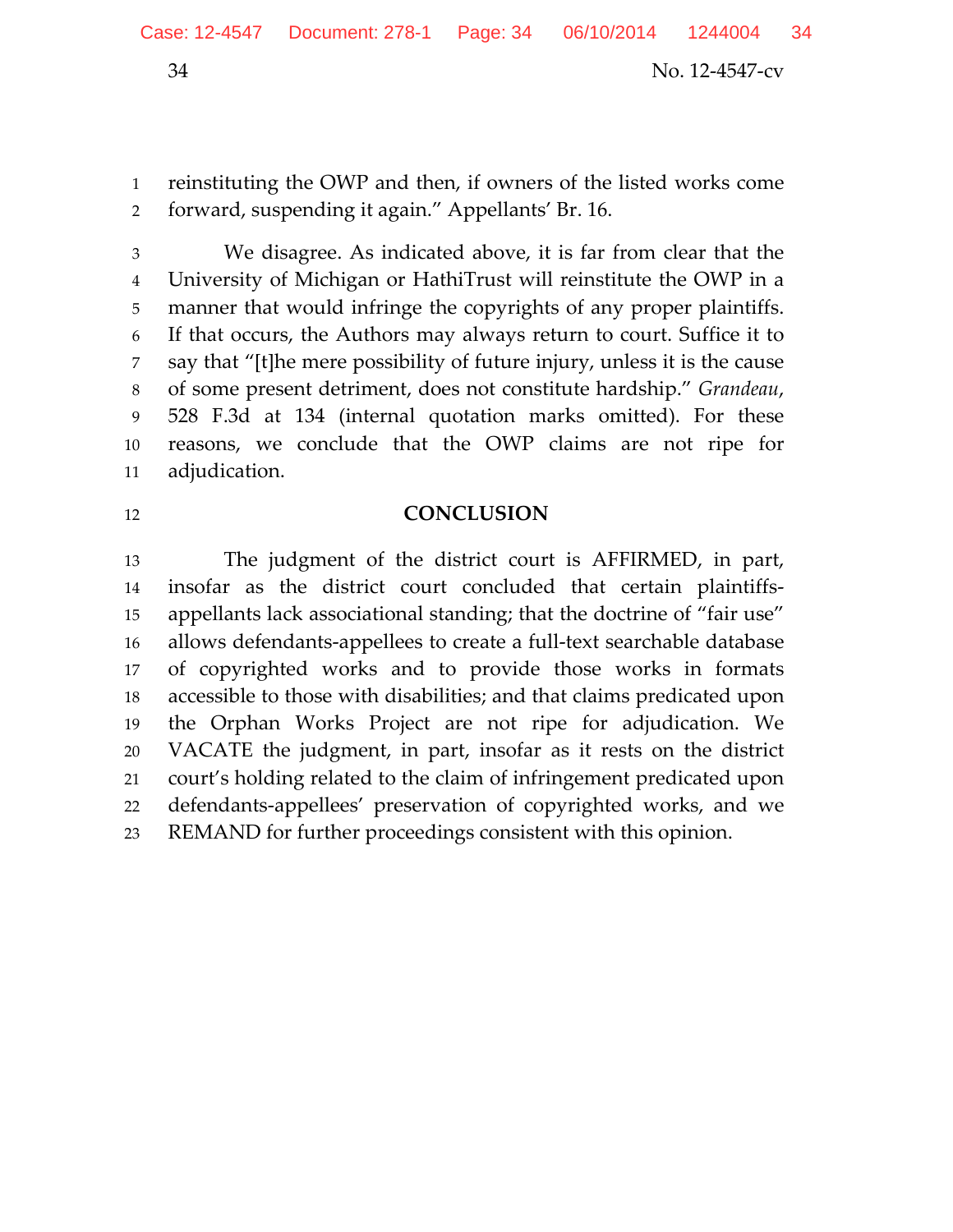reinstituting the OWP and then, if owners of the listed works come forward, suspending it again." Appellants' Br. 16.

We disagree. As indicated above, it is far from clear that the University of Michigan or HathiTrust will reinstitute the OWP in a manner that would infringe the copyrights of any proper plaintiffs. If that occurs, the Authors may always return to court. Suffice it to say that "[t]he mere possibility of future injury, unless it is the cause of some present detriment, does not constitute hardship." *Grandeau*, 528 F.3d at 134 (internal quotation marks omitted). For these reasons, we conclude that the OWP claims are not ripe for adjudication.

## CONCLUSION

The judgment of the district court is AFFIRMED, in part, insofar as the district court concluded that certain plaintiffs-appellants lack associational standing; that the doctrine of "fair use" allows defendants-appellees to create a full-text searchable database of copyrighted works and to provide those works in formats accessible to those with disabilities; and that claims predicated upon the Orphan Works Project are not ripe for adjudication. We VACATE the judgment, in part, insofar as it rests on the district court's holding related to the claim of infringement predicated upon defendants-appellees' preservation of copyrighted works, and we REMAND for further proceedings consistent with this opinion.